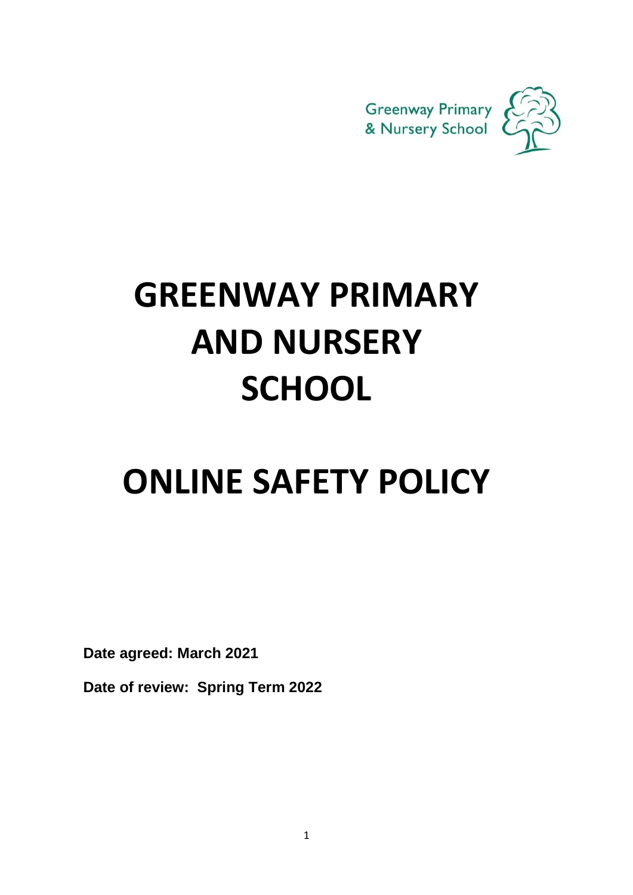Greenway Primary & Nursery School

# GREENWAY PRIMARY AND NURSERY SCHOOL

# ONLINE SAFETY POLICY

**Date agreed: March 2021**

**Date of review: Spring Term 2022**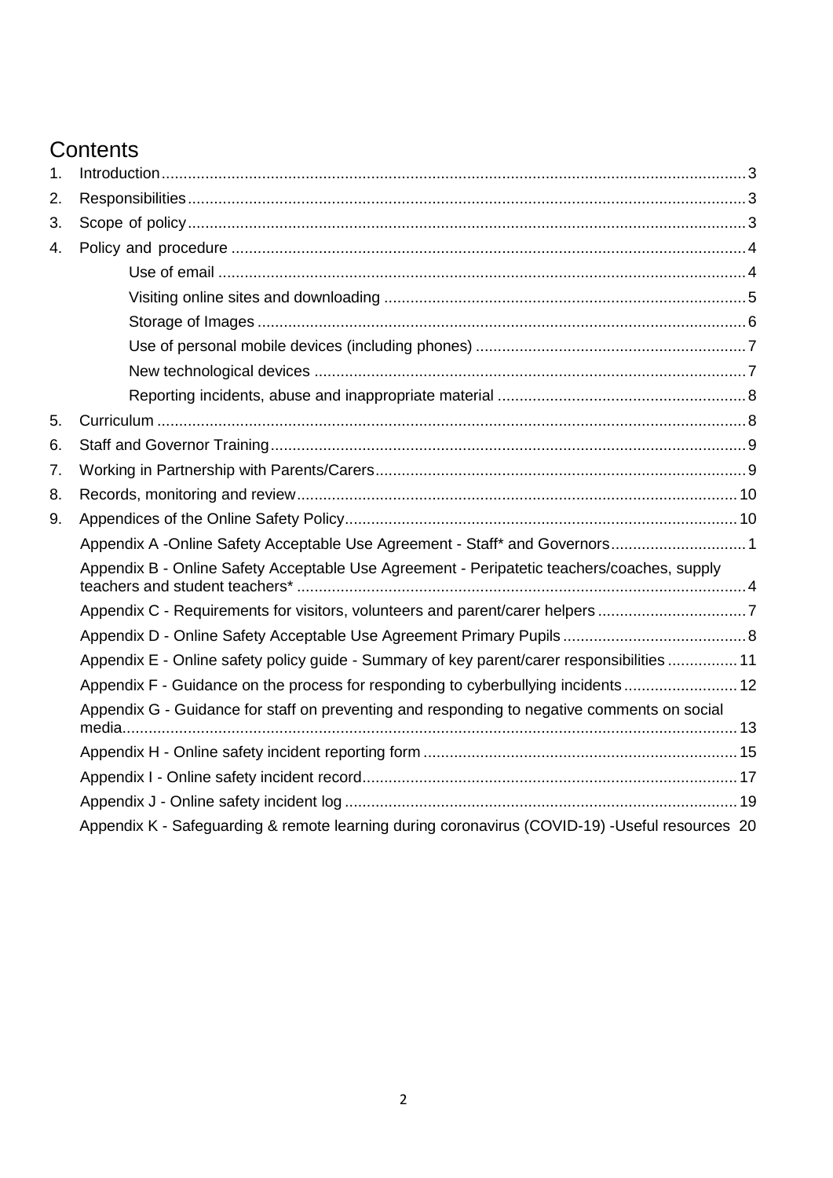# Contents

1. Introduction .......... 3
2. Responsibilities .......... 3
3. Scope of policy .......... 3
4. Policy and procedure .......... 4
    - Use of email .......... 4
    - Visiting online sites and downloading .......... 5
    - Storage of Images .......... 6
    - Use of personal mobile devices (including phones) .......... 7
    - New technological devices .......... 7
    - Reporting incidents, abuse and inappropriate material .......... 8
5. Curriculum .......... 8
6. Staff and Governor Training .......... 9
7. Working in Partnership with Parents/Carers .......... 9
8. Records, monitoring and review .......... 10
9. Appendices of the Online Safety Policy .......... 10
    - Appendix A -Online Safety Acceptable Use Agreement - Staff* and Governors .......... 1
    - Appendix B - Online Safety Acceptable Use Agreement - Peripatetic teachers/coaches, supply teachers and student teachers* .......... 4
    - Appendix C - Requirements for visitors, volunteers and parent/carer helpers .......... 7
    - Appendix D - Online Safety Acceptable Use Agreement Primary Pupils .......... 8
    - Appendix E - Online safety policy guide - Summary of key parent/carer responsibilities .......... 11
    - Appendix F - Guidance on the process for responding to cyberbullying incidents .......... 12
    - Appendix G - Guidance for staff on preventing and responding to negative comments on social media .......... 13
    - Appendix H - Online safety incident reporting form .......... 15
    - Appendix I - Online safety incident record .......... 17
    - Appendix J - Online safety incident log .......... 19
    - Appendix K - Safeguarding & remote learning during coronavirus (COVID-19) -Useful resources 20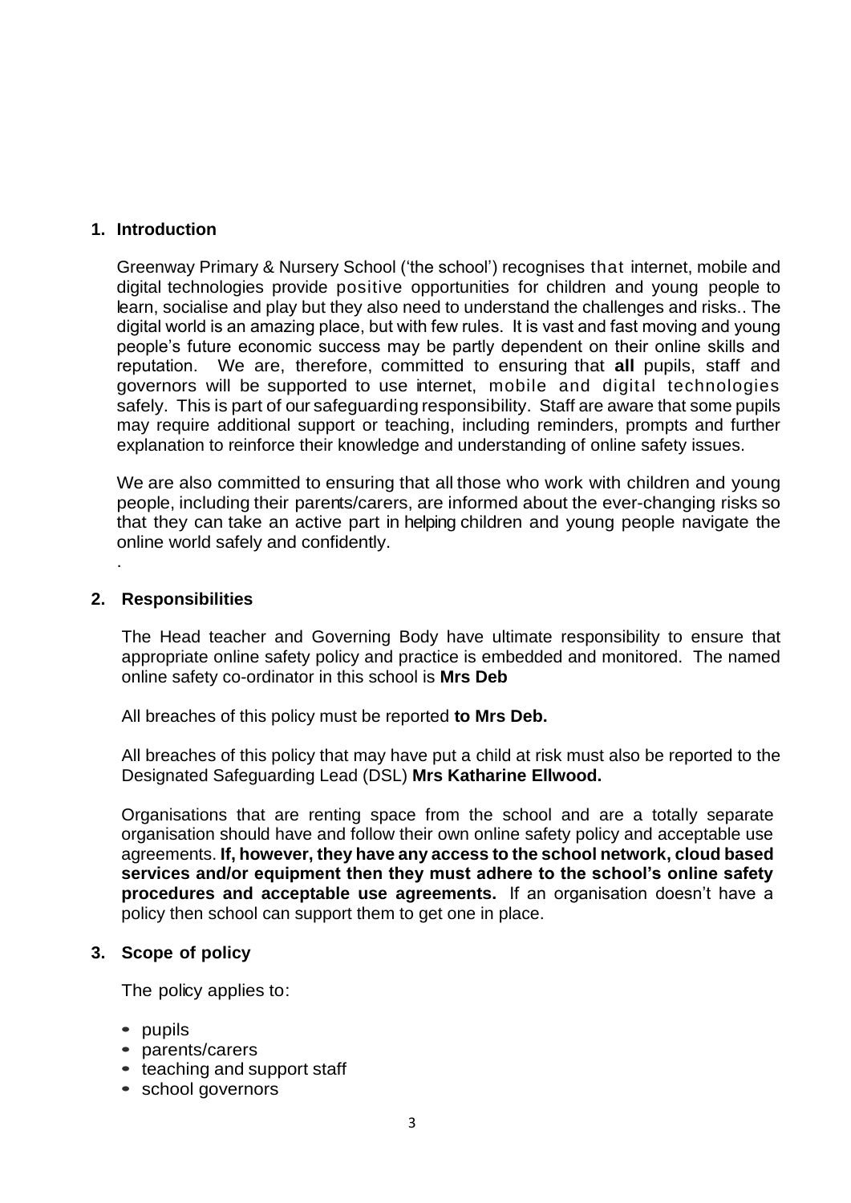## 1. Introduction

Greenway Primary & Nursery School ('the school') recognises that internet, mobile and digital technologies provide positive opportunities for children and young people to learn, socialise and play but they also need to understand the challenges and risks.. The digital world is an amazing place, but with few rules. It is vast and fast moving and young people's future economic success may be partly dependent on their online skills and reputation. We are, therefore, committed to ensuring that **all** pupils, staff and governors will be supported to use internet, mobile and digital technologies safely. This is part of our safeguarding responsibility. Staff are aware that some pupils may require additional support or teaching, including reminders, prompts and further explanation to reinforce their knowledge and understanding of online safety issues.

We are also committed to ensuring that all those who work with children and young people, including their parents/carers, are informed about the ever-changing risks so that they can take an active part in helping children and young people navigate the online world safely and confidently.

.

## 2. Responsibilities

The Head teacher and Governing Body have ultimate responsibility to ensure that appropriate online safety policy and practice is embedded and monitored. The named online safety co-ordinator in this school is **Mrs Deb**

All breaches of this policy must be reported **to Mrs Deb.**

All breaches of this policy that may have put a child at risk must also be reported to the Designated Safeguarding Lead (DSL) **Mrs Katharine Ellwood.**

Organisations that are renting space from the school and are a totally separate organisation should have and follow their own online safety policy and acceptable use agreements. **If, however, they have any access to the school network, cloud based services and/or equipment then they must adhere to the school's online safety procedures and acceptable use agreements.** If an organisation doesn't have a policy then school can support them to get one in place.

## 3. Scope of policy

The policy applies to:

- pupils
- parents/carers
- teaching and support staff
- school governors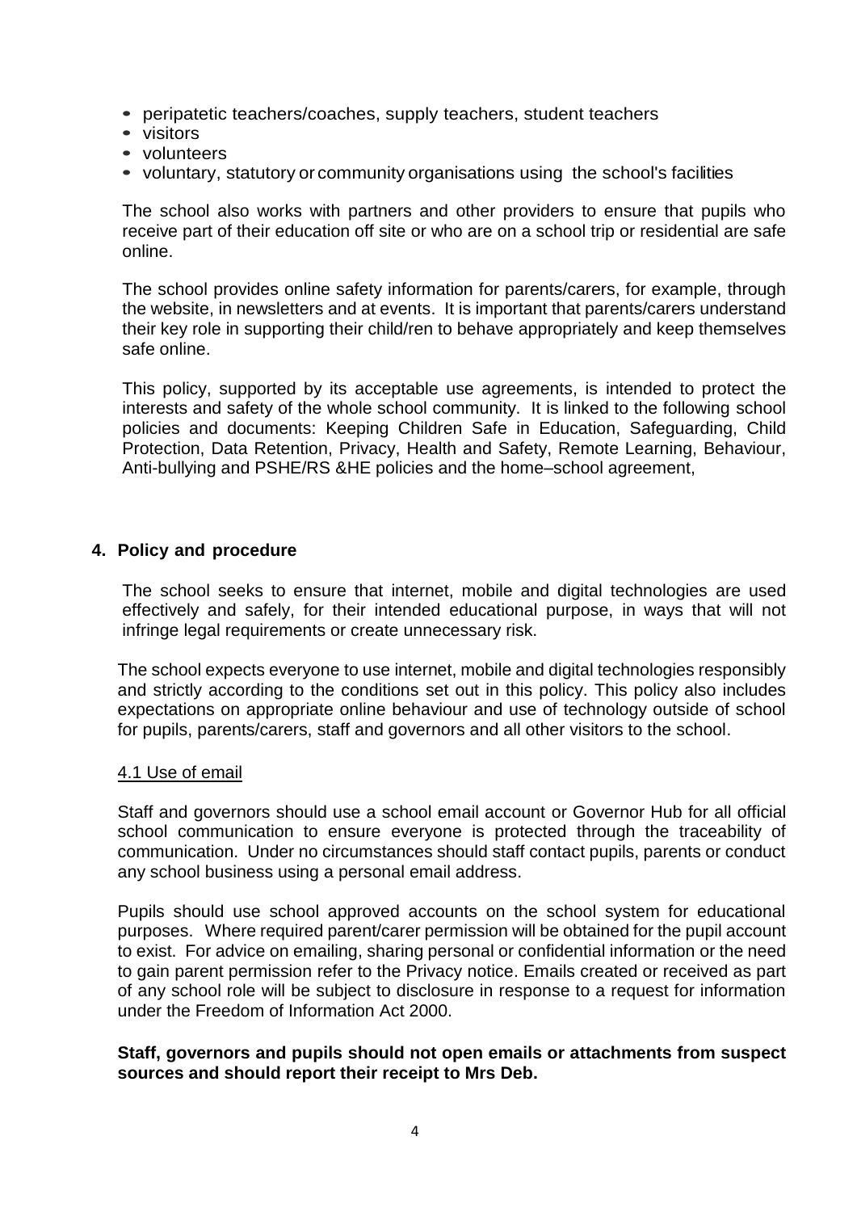- peripatetic teachers/coaches, supply teachers, student teachers
- visitors
- volunteers
- voluntary, statutory or community organisations using the school's facilities

The school also works with partners and other providers to ensure that pupils who receive part of their education off site or who are on a school trip or residential are safe online.

The school provides online safety information for parents/carers, for example, through the website, in newsletters and at events. It is important that parents/carers understand their key role in supporting their child/ren to behave appropriately and keep themselves safe online.

This policy, supported by its acceptable use agreements, is intended to protect the interests and safety of the whole school community. It is linked to the following school policies and documents: Keeping Children Safe in Education, Safeguarding, Child Protection, Data Retention, Privacy, Health and Safety, Remote Learning, Behaviour, Anti-bullying and PSHE/RS &HE policies and the home–school agreement,

## 4. Policy and procedure

The school seeks to ensure that internet, mobile and digital technologies are used effectively and safely, for their intended educational purpose, in ways that will not infringe legal requirements or create unnecessary risk.

The school expects everyone to use internet, mobile and digital technologies responsibly and strictly according to the conditions set out in this policy. This policy also includes expectations on appropriate online behaviour and use of technology outside of school for pupils, parents/carers, staff and governors and all other visitors to the school.

### 4.1 Use of email

Staff and governors should use a school email account or Governor Hub for all official school communication to ensure everyone is protected through the traceability of communication. Under no circumstances should staff contact pupils, parents or conduct any school business using a personal email address.

Pupils should use school approved accounts on the school system for educational purposes. Where required parent/carer permission will be obtained for the pupil account to exist. For advice on emailing, sharing personal or confidential information or the need to gain parent permission refer to the Privacy notice. Emails created or received as part of any school role will be subject to disclosure in response to a request for information under the Freedom of Information Act 2000.

**Staff, governors and pupils should not open emails or attachments from suspect sources and should report their receipt to Mrs Deb.**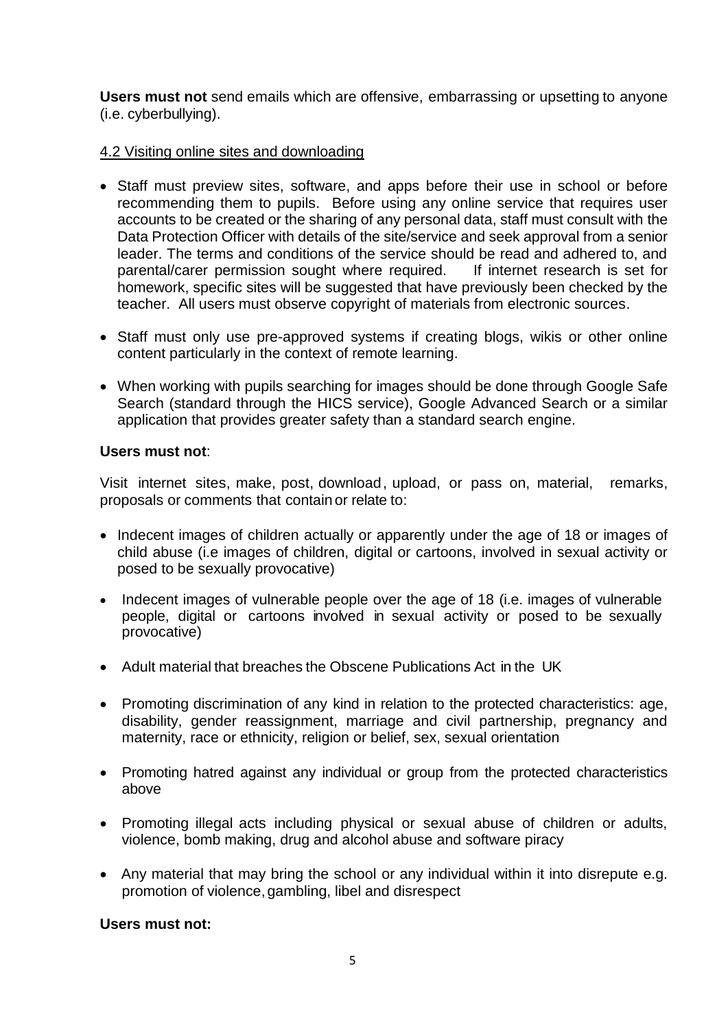**Users must not** send emails which are offensive, embarrassing or upsetting to anyone (i.e. cyberbullying).

4.2 Visiting online sites and downloading

- Staff must preview sites, software, and apps before their use in school or before recommending them to pupils. Before using any online service that requires user accounts to be created or the sharing of any personal data, staff must consult with the Data Protection Officer with details of the site/service and seek approval from a senior leader. The terms and conditions of the service should be read and adhered to, and parental/carer permission sought where required. If internet research is set for homework, specific sites will be suggested that have previously been checked by the teacher. All users must observe copyright of materials from electronic sources.
- Staff must only use pre-approved systems if creating blogs, wikis or other online content particularly in the context of remote learning.
- When working with pupils searching for images should be done through Google Safe Search (standard through the HICS service), Google Advanced Search or a similar application that provides greater safety than a standard search engine.

**Users must not**:

Visit internet sites, make, post, download, upload, or pass on, material, remarks, proposals or comments that contain or relate to:

- Indecent images of children actually or apparently under the age of 18 or images of child abuse (i.e images of children, digital or cartoons, involved in sexual activity or posed to be sexually provocative)
- Indecent images of vulnerable people over the age of 18 (i.e. images of vulnerable people, digital or cartoons involved in sexual activity or posed to be sexually provocative)
- Adult material that breaches the Obscene Publications Act in the UK
- Promoting discrimination of any kind in relation to the protected characteristics: age, disability, gender reassignment, marriage and civil partnership, pregnancy and maternity, race or ethnicity, religion or belief, sex, sexual orientation
- Promoting hatred against any individual or group from the protected characteristics above
- Promoting illegal acts including physical or sexual abuse of children or adults, violence, bomb making, drug and alcohol abuse and software piracy
- Any material that may bring the school or any individual within it into disrepute e.g. promotion of violence, gambling, libel and disrespect

**Users must not:**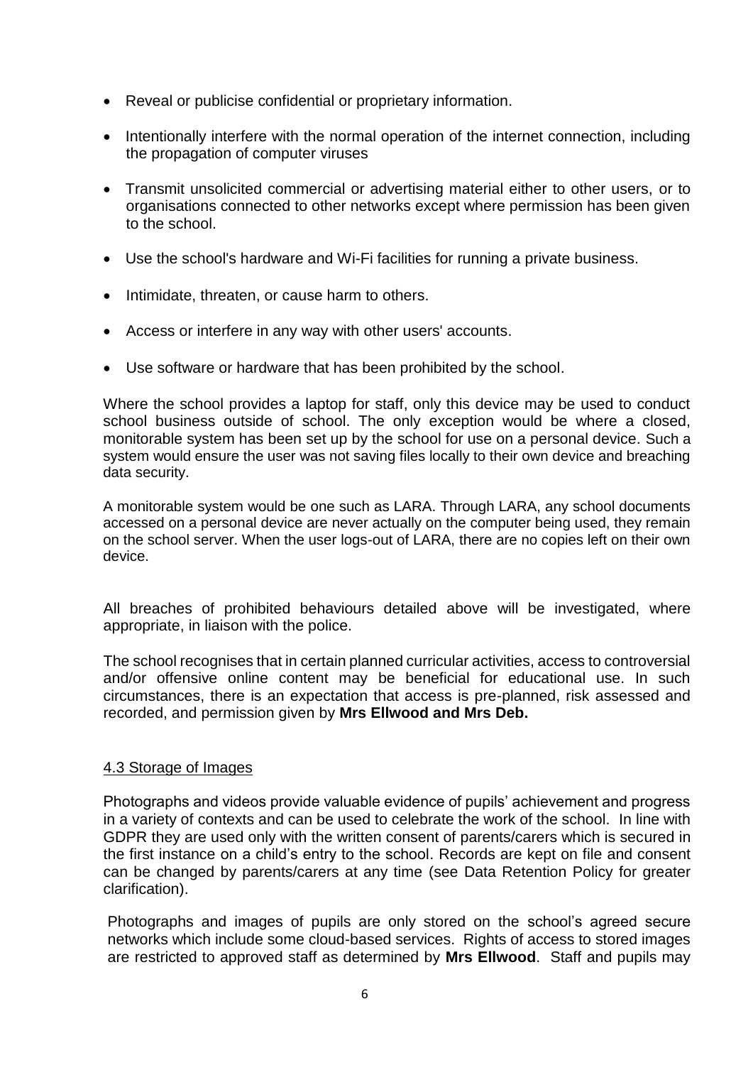- Reveal or publicise confidential or proprietary information.
- Intentionally interfere with the normal operation of the internet connection, including the propagation of computer viruses
- Transmit unsolicited commercial or advertising material either to other users, or to organisations connected to other networks except where permission has been given to the school.
- Use the school's hardware and Wi-Fi facilities for running a private business.
- Intimidate, threaten, or cause harm to others.
- Access or interfere in any way with other users' accounts.
- Use software or hardware that has been prohibited by the school.

Where the school provides a laptop for staff, only this device may be used to conduct school business outside of school. The only exception would be where a closed, monitorable system has been set up by the school for use on a personal device. Such a system would ensure the user was not saving files locally to their own device and breaching data security.

A monitorable system would be one such as LARA. Through LARA, any school documents accessed on a personal device are never actually on the computer being used, they remain on the school server. When the user logs-out of LARA, there are no copies left on their own device.

All breaches of prohibited behaviours detailed above will be investigated, where appropriate, in liaison with the police.

The school recognises that in certain planned curricular activities, access to controversial and/or offensive online content may be beneficial for educational use. In such circumstances, there is an expectation that access is pre-planned, risk assessed and recorded, and permission given by **Mrs Ellwood and Mrs Deb.**

### 4.3 Storage of Images

Photographs and videos provide valuable evidence of pupils' achievement and progress in a variety of contexts and can be used to celebrate the work of the school. In line with GDPR they are used only with the written consent of parents/carers which is secured in the first instance on a child's entry to the school. Records are kept on file and consent can be changed by parents/carers at any time (see Data Retention Policy for greater clarification).

Photographs and images of pupils are only stored on the school's agreed secure networks which include some cloud-based services. Rights of access to stored images are restricted to approved staff as determined by **Mrs Ellwood**. Staff and pupils may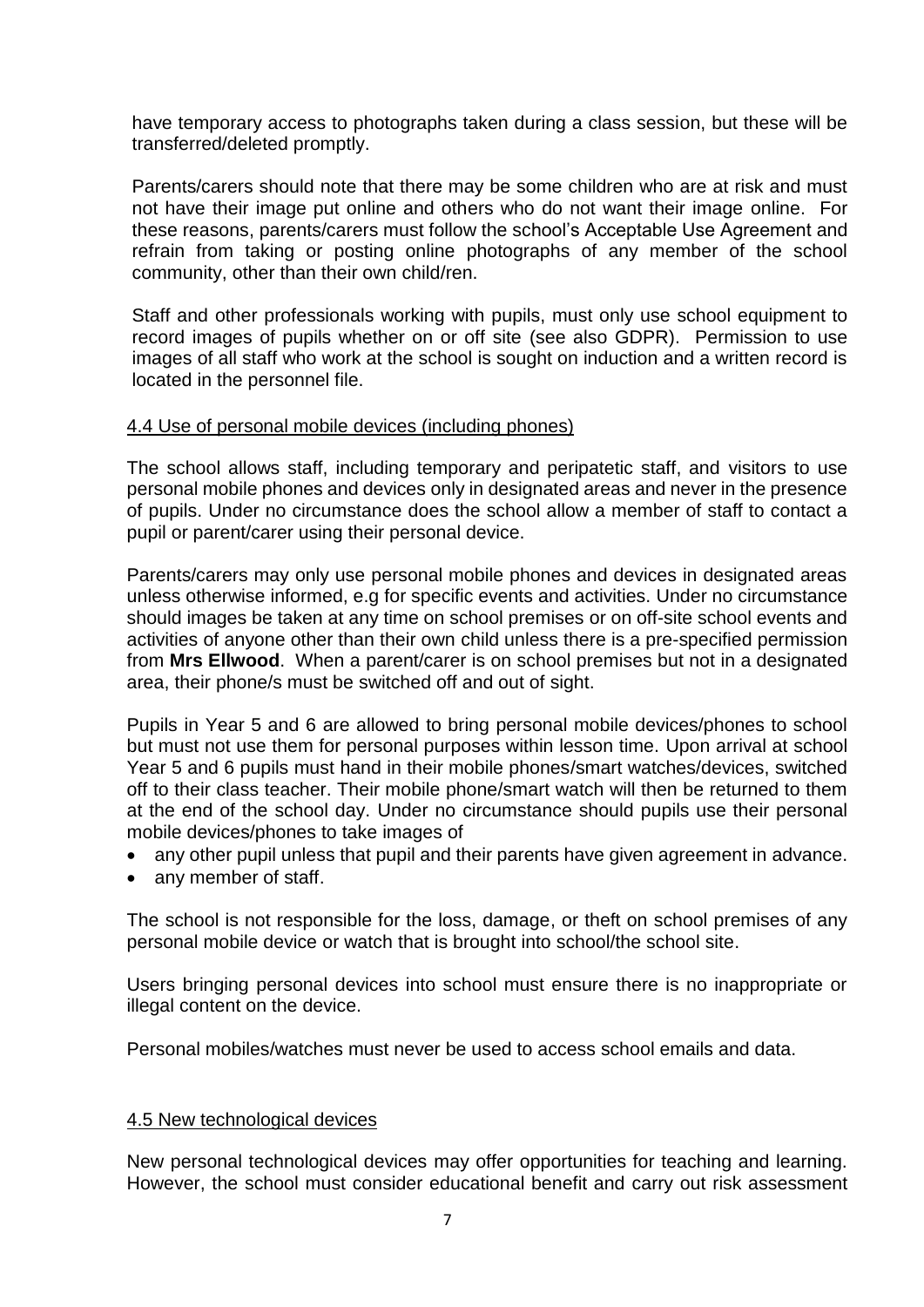have temporary access to photographs taken during a class session, but these will be transferred/deleted promptly.

Parents/carers should note that there may be some children who are at risk and must not have their image put online and others who do not want their image online. For these reasons, parents/carers must follow the school's Acceptable Use Agreement and refrain from taking or posting online photographs of any member of the school community, other than their own child/ren.

Staff and other professionals working with pupils, must only use school equipment to record images of pupils whether on or off site (see also GDPR). Permission to use images of all staff who work at the school is sought on induction and a written record is located in the personnel file.

### 4.4 Use of personal mobile devices (including phones)

The school allows staff, including temporary and peripatetic staff, and visitors to use personal mobile phones and devices only in designated areas and never in the presence of pupils. Under no circumstance does the school allow a member of staff to contact a pupil or parent/carer using their personal device.

Parents/carers may only use personal mobile phones and devices in designated areas unless otherwise informed, e.g for specific events and activities. Under no circumstance should images be taken at any time on school premises or on off-site school events and activities of anyone other than their own child unless there is a pre-specified permission from **Mrs Ellwood**. When a parent/carer is on school premises but not in a designated area, their phone/s must be switched off and out of sight.

Pupils in Year 5 and 6 are allowed to bring personal mobile devices/phones to school but must not use them for personal purposes within lesson time. Upon arrival at school Year 5 and 6 pupils must hand in their mobile phones/smart watches/devices, switched off to their class teacher. Their mobile phone/smart watch will then be returned to them at the end of the school day. Under no circumstance should pupils use their personal mobile devices/phones to take images of

- any other pupil unless that pupil and their parents have given agreement in advance.
- any member of staff.

The school is not responsible for the loss, damage, or theft on school premises of any personal mobile device or watch that is brought into school/the school site.

Users bringing personal devices into school must ensure there is no inappropriate or illegal content on the device.

Personal mobiles/watches must never be used to access school emails and data.

### 4.5 New technological devices

New personal technological devices may offer opportunities for teaching and learning. However, the school must consider educational benefit and carry out risk assessment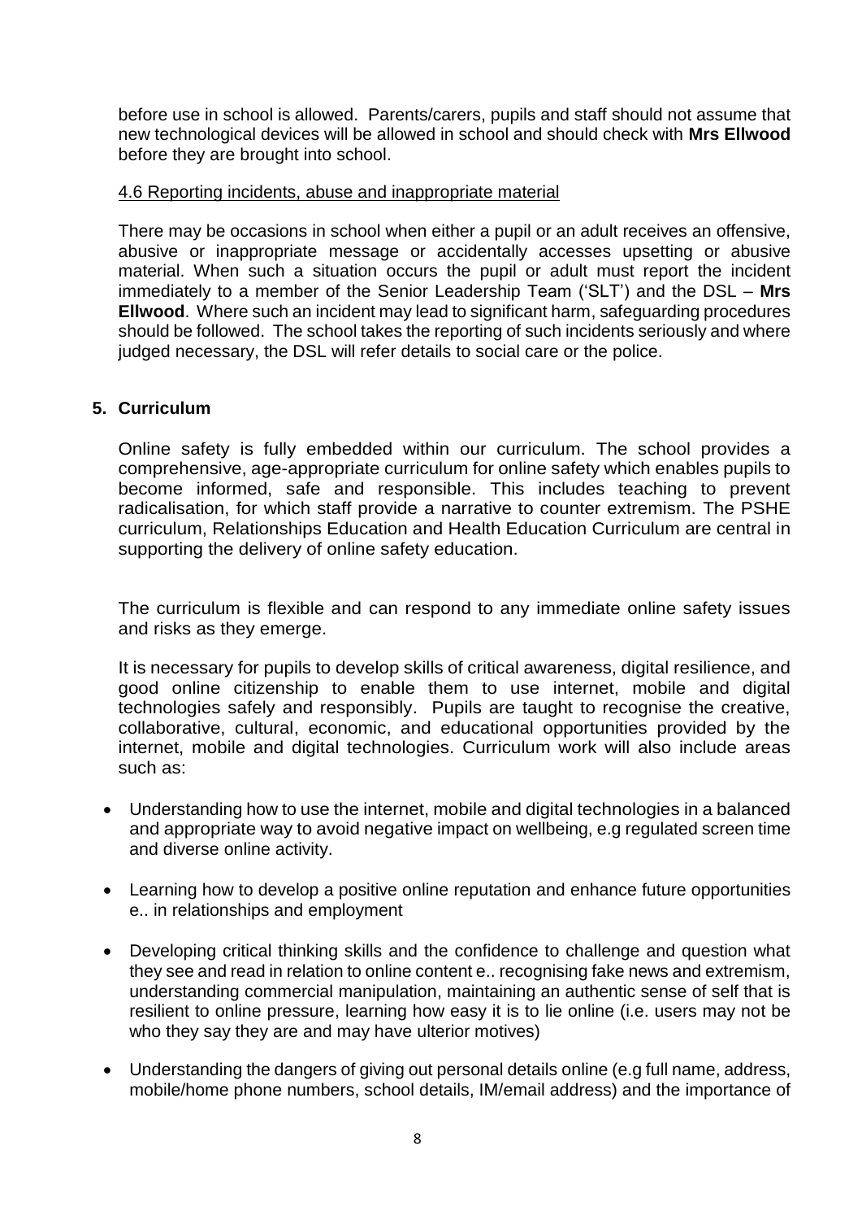before use in school is allowed. Parents/carers, pupils and staff should not assume that new technological devices will be allowed in school and should check with **Mrs Ellwood** before they are brought into school.

4.6 Reporting incidents, abuse and inappropriate material

There may be occasions in school when either a pupil or an adult receives an offensive, abusive or inappropriate message or accidentally accesses upsetting or abusive material. When such a situation occurs the pupil or adult must report the incident immediately to a member of the Senior Leadership Team ('SLT') and the DSL – **Mrs Ellwood**. Where such an incident may lead to significant harm, safeguarding procedures should be followed. The school takes the reporting of such incidents seriously and where judged necessary, the DSL will refer details to social care or the police.

## 5. Curriculum

Online safety is fully embedded within our curriculum. The school provides a comprehensive, age-appropriate curriculum for online safety which enables pupils to become informed, safe and responsible. This includes teaching to prevent radicalisation, for which staff provide a narrative to counter extremism. The PSHE curriculum, Relationships Education and Health Education Curriculum are central in supporting the delivery of online safety education.

The curriculum is flexible and can respond to any immediate online safety issues and risks as they emerge.

It is necessary for pupils to develop skills of critical awareness, digital resilience, and good online citizenship to enable them to use internet, mobile and digital technologies safely and responsibly. Pupils are taught to recognise the creative, collaborative, cultural, economic, and educational opportunities provided by the internet, mobile and digital technologies. Curriculum work will also include areas such as:

- Understanding how to use the internet, mobile and digital technologies in a balanced and appropriate way to avoid negative impact on wellbeing, e.g regulated screen time and diverse online activity.
- Learning how to develop a positive online reputation and enhance future opportunities e.. in relationships and employment
- Developing critical thinking skills and the confidence to challenge and question what they see and read in relation to online content e.. recognising fake news and extremism, understanding commercial manipulation, maintaining an authentic sense of self that is resilient to online pressure, learning how easy it is to lie online (i.e. users may not be who they say they are and may have ulterior motives)
- Understanding the dangers of giving out personal details online (e.g full name, address, mobile/home phone numbers, school details, IM/email address) and the importance of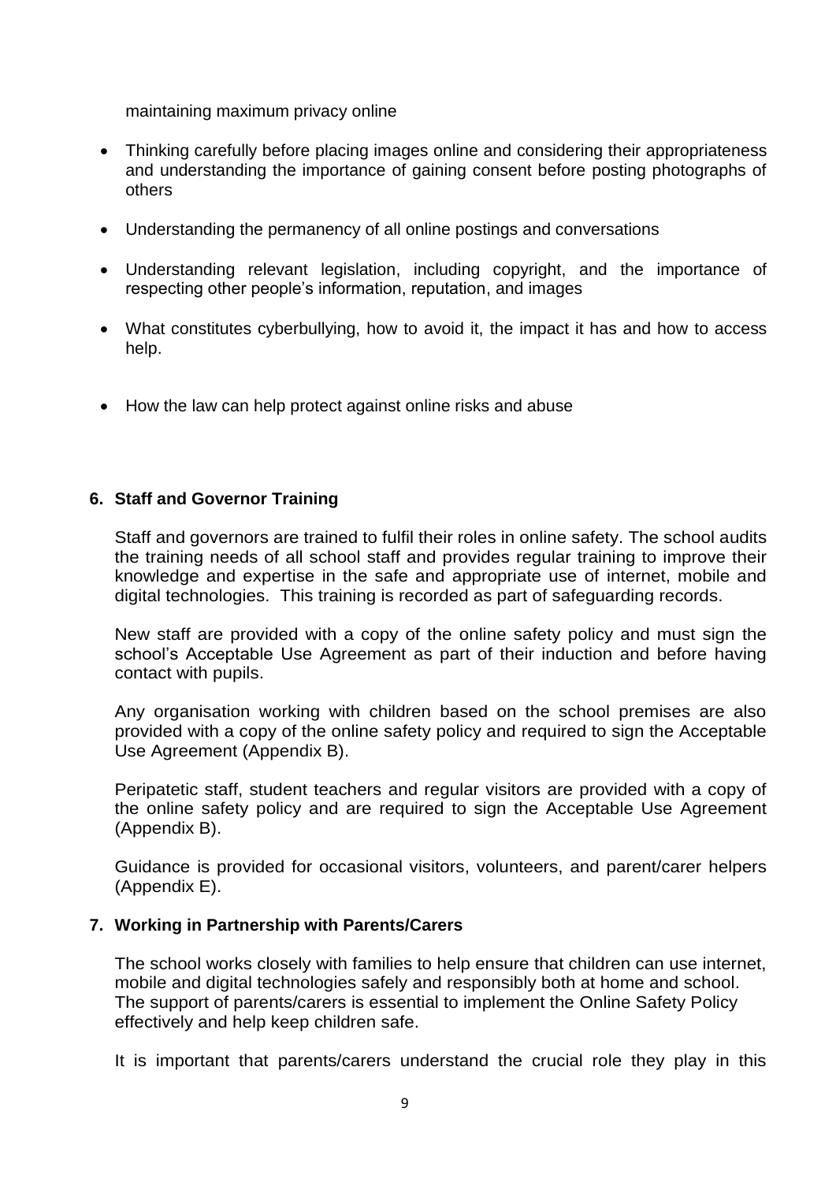maintaining maximum privacy online

- Thinking carefully before placing images online and considering their appropriateness and understanding the importance of gaining consent before posting photographs of others
- Understanding the permanency of all online postings and conversations
- Understanding relevant legislation, including copyright, and the importance of respecting other people's information, reputation, and images
- What constitutes cyberbullying, how to avoid it, the impact it has and how to access help.
- How the law can help protect against online risks and abuse

## 6. Staff and Governor Training

Staff and governors are trained to fulfil their roles in online safety. The school audits the training needs of all school staff and provides regular training to improve their knowledge and expertise in the safe and appropriate use of internet, mobile and digital technologies. This training is recorded as part of safeguarding records.

New staff are provided with a copy of the online safety policy and must sign the school's Acceptable Use Agreement as part of their induction and before having contact with pupils.

Any organisation working with children based on the school premises are also provided with a copy of the online safety policy and required to sign the Acceptable Use Agreement (Appendix B).

Peripatetic staff, student teachers and regular visitors are provided with a copy of the online safety policy and are required to sign the Acceptable Use Agreement (Appendix B).

Guidance is provided for occasional visitors, volunteers, and parent/carer helpers (Appendix E).

## 7. Working in Partnership with Parents/Carers

The school works closely with families to help ensure that children can use internet, mobile and digital technologies safely and responsibly both at home and school. The support of parents/carers is essential to implement the Online Safety Policy effectively and help keep children safe.

It is important that parents/carers understand the crucial role they play in this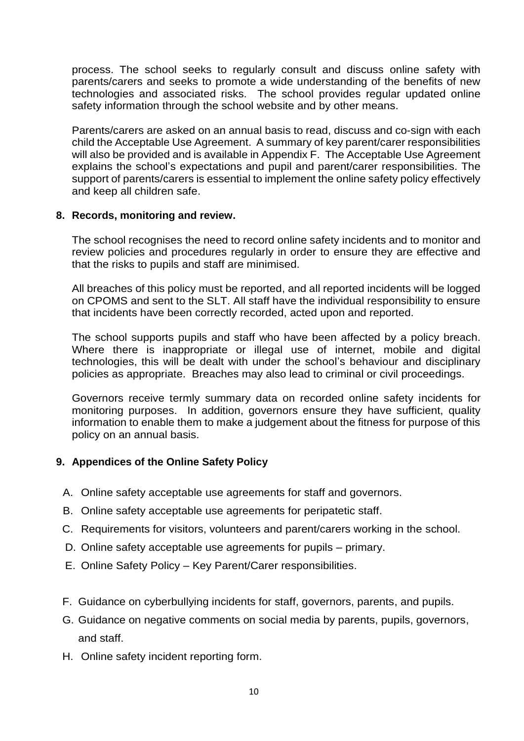process. The school seeks to regularly consult and discuss online safety with parents/carers and seeks to promote a wide understanding of the benefits of new technologies and associated risks. The school provides regular updated online safety information through the school website and by other means.

Parents/carers are asked on an annual basis to read, discuss and co-sign with each child the Acceptable Use Agreement. A summary of key parent/carer responsibilities will also be provided and is available in Appendix F. The Acceptable Use Agreement explains the school's expectations and pupil and parent/carer responsibilities. The support of parents/carers is essential to implement the online safety policy effectively and keep all children safe.

## 8. Records, monitoring and review.

The school recognises the need to record online safety incidents and to monitor and review policies and procedures regularly in order to ensure they are effective and that the risks to pupils and staff are minimised.

All breaches of this policy must be reported, and all reported incidents will be logged on CPOMS and sent to the SLT. All staff have the individual responsibility to ensure that incidents have been correctly recorded, acted upon and reported.

The school supports pupils and staff who have been affected by a policy breach. Where there is inappropriate or illegal use of internet, mobile and digital technologies, this will be dealt with under the school's behaviour and disciplinary policies as appropriate. Breaches may also lead to criminal or civil proceedings.

Governors receive termly summary data on recorded online safety incidents for monitoring purposes. In addition, governors ensure they have sufficient, quality information to enable them to make a judgement about the fitness for purpose of this policy on an annual basis.

## 9. Appendices of the Online Safety Policy

A. Online safety acceptable use agreements for staff and governors.

B. Online safety acceptable use agreements for peripatetic staff.

C. Requirements for visitors, volunteers and parent/carers working in the school.

D. Online safety acceptable use agreements for pupils – primary.

E. Online Safety Policy – Key Parent/Carer responsibilities.

F. Guidance on cyberbullying incidents for staff, governors, parents, and pupils.

G. Guidance on negative comments on social media by parents, pupils, governors, and staff.

H. Online safety incident reporting form.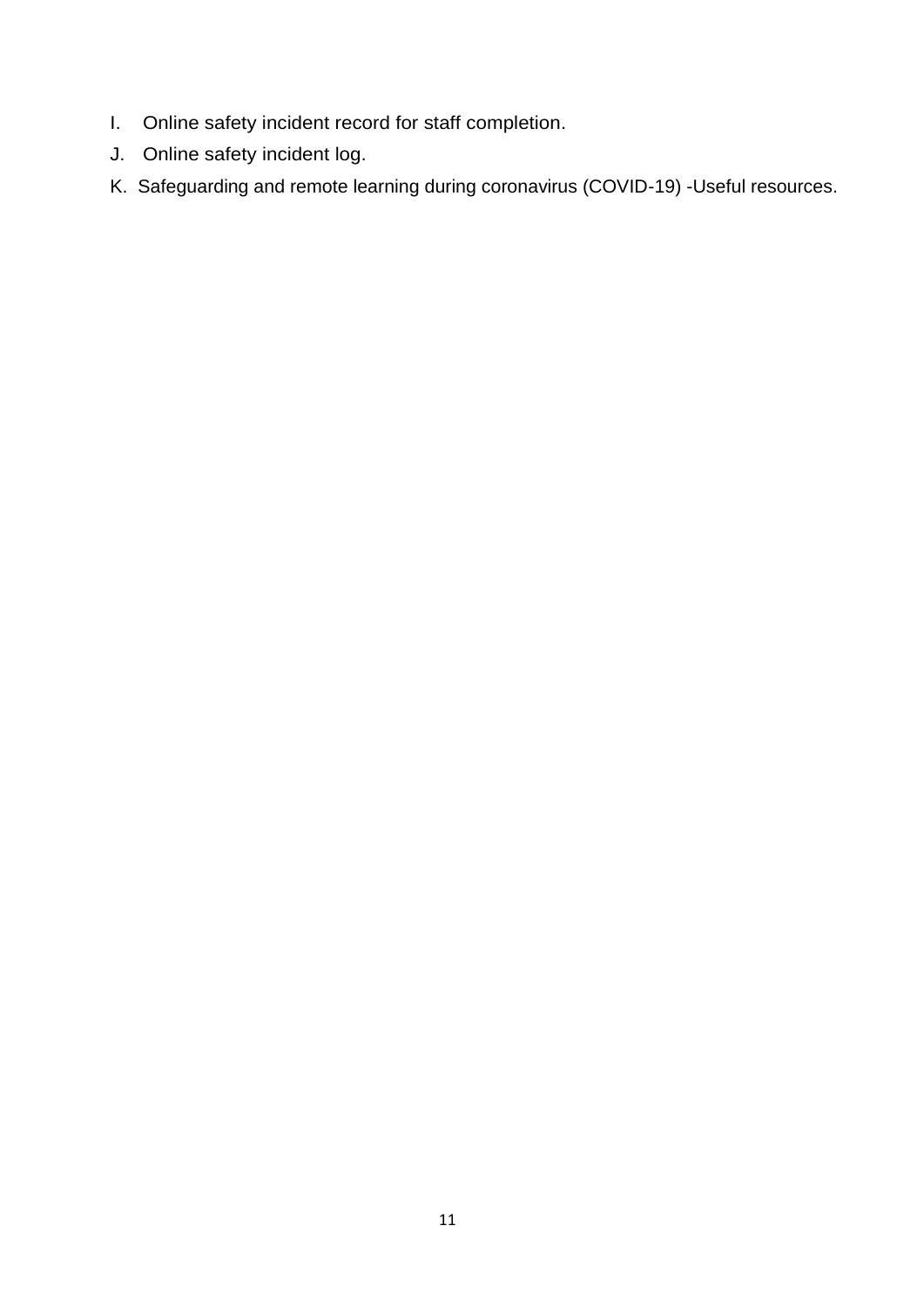I. Online safety incident record for staff completion.
J. Online safety incident log.
K. Safeguarding and remote learning during coronavirus (COVID-19) -Useful resources.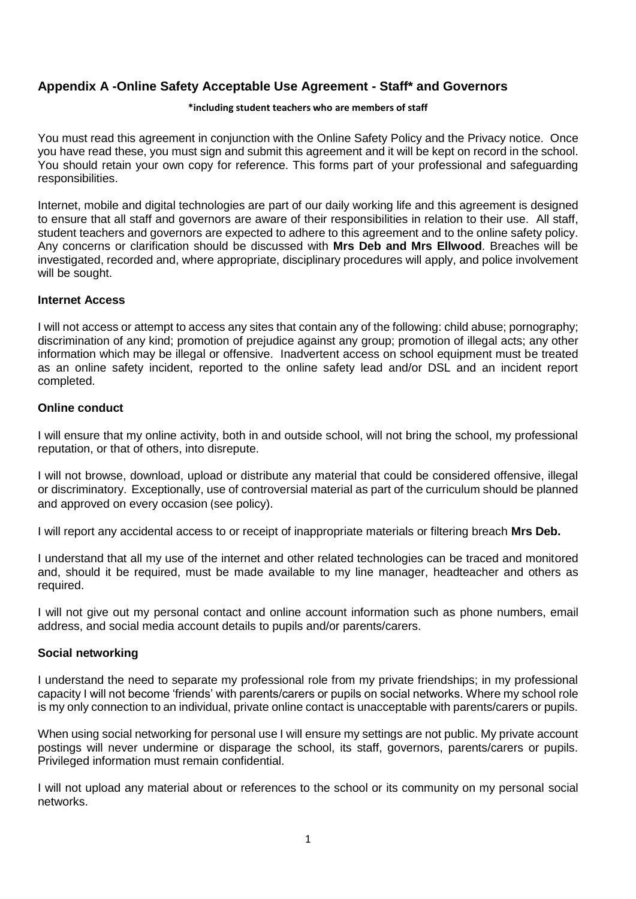## Appendix A -Online Safety Acceptable Use Agreement - Staff* and Governors

**\*including student teachers who are members of staff**

You must read this agreement in conjunction with the Online Safety Policy and the Privacy notice. Once you have read these, you must sign and submit this agreement and it will be kept on record in the school. You should retain your own copy for reference. This forms part of your professional and safeguarding responsibilities.

Internet, mobile and digital technologies are part of our daily working life and this agreement is designed to ensure that all staff and governors are aware of their responsibilities in relation to their use. All staff, student teachers and governors are expected to adhere to this agreement and to the online safety policy. Any concerns or clarification should be discussed with **Mrs Deb and Mrs Ellwood**. Breaches will be investigated, recorded and, where appropriate, disciplinary procedures will apply, and police involvement will be sought.

### Internet Access

I will not access or attempt to access any sites that contain any of the following: child abuse; pornography; discrimination of any kind; promotion of prejudice against any group; promotion of illegal acts; any other information which may be illegal or offensive. Inadvertent access on school equipment must be treated as an online safety incident, reported to the online safety lead and/or DSL and an incident report completed.

### Online conduct

I will ensure that my online activity, both in and outside school, will not bring the school, my professional reputation, or that of others, into disrepute.

I will not browse, download, upload or distribute any material that could be considered offensive, illegal or discriminatory. Exceptionally, use of controversial material as part of the curriculum should be planned and approved on every occasion (see policy).

I will report any accidental access to or receipt of inappropriate materials or filtering breach **Mrs Deb.**

I understand that all my use of the internet and other related technologies can be traced and monitored and, should it be required, must be made available to my line manager, headteacher and others as required.

I will not give out my personal contact and online account information such as phone numbers, email address, and social media account details to pupils and/or parents/carers.

### Social networking

I understand the need to separate my professional role from my private friendships; in my professional capacity I will not become 'friends' with parents/carers or pupils on social networks. Where my school role is my only connection to an individual, private online contact is unacceptable with parents/carers or pupils.

When using social networking for personal use I will ensure my settings are not public. My private account postings will never undermine or disparage the school, its staff, governors, parents/carers or pupils. Privileged information must remain confidential.

I will not upload any material about or references to the school or its community on my personal social networks.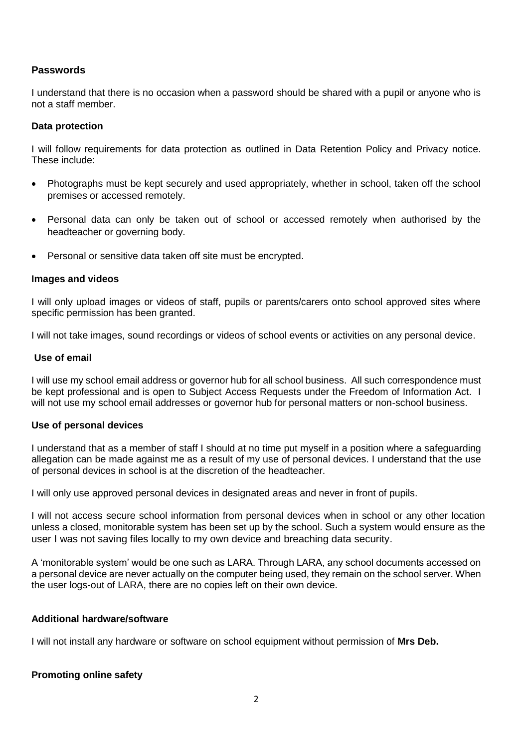### Passwords

I understand that there is no occasion when a password should be shared with a pupil or anyone who is not a staff member.

### Data protection

I will follow requirements for data protection as outlined in Data Retention Policy and Privacy notice. These include:

- Photographs must be kept securely and used appropriately, whether in school, taken off the school premises or accessed remotely.
- Personal data can only be taken out of school or accessed remotely when authorised by the headteacher or governing body.
- Personal or sensitive data taken off site must be encrypted.

### Images and videos

I will only upload images or videos of staff, pupils or parents/carers onto school approved sites where specific permission has been granted.

I will not take images, sound recordings or videos of school events or activities on any personal device.

### Use of email

I will use my school email address or governor hub for all school business. All such correspondence must be kept professional and is open to Subject Access Requests under the Freedom of Information Act. I will not use my school email addresses or governor hub for personal matters or non-school business.

### Use of personal devices

I understand that as a member of staff I should at no time put myself in a position where a safeguarding allegation can be made against me as a result of my use of personal devices. I understand that the use of personal devices in school is at the discretion of the headteacher.

I will only use approved personal devices in designated areas and never in front of pupils.

I will not access secure school information from personal devices when in school or any other location unless a closed, monitorable system has been set up by the school. Such a system would ensure as the user I was not saving files locally to my own device and breaching data security.

A 'monitorable system' would be one such as LARA. Through LARA, any school documents accessed on a personal device are never actually on the computer being used, they remain on the school server. When the user logs-out of LARA, there are no copies left on their own device.

### Additional hardware/software

I will not install any hardware or software on school equipment without permission of **Mrs Deb.**

### Promoting online safety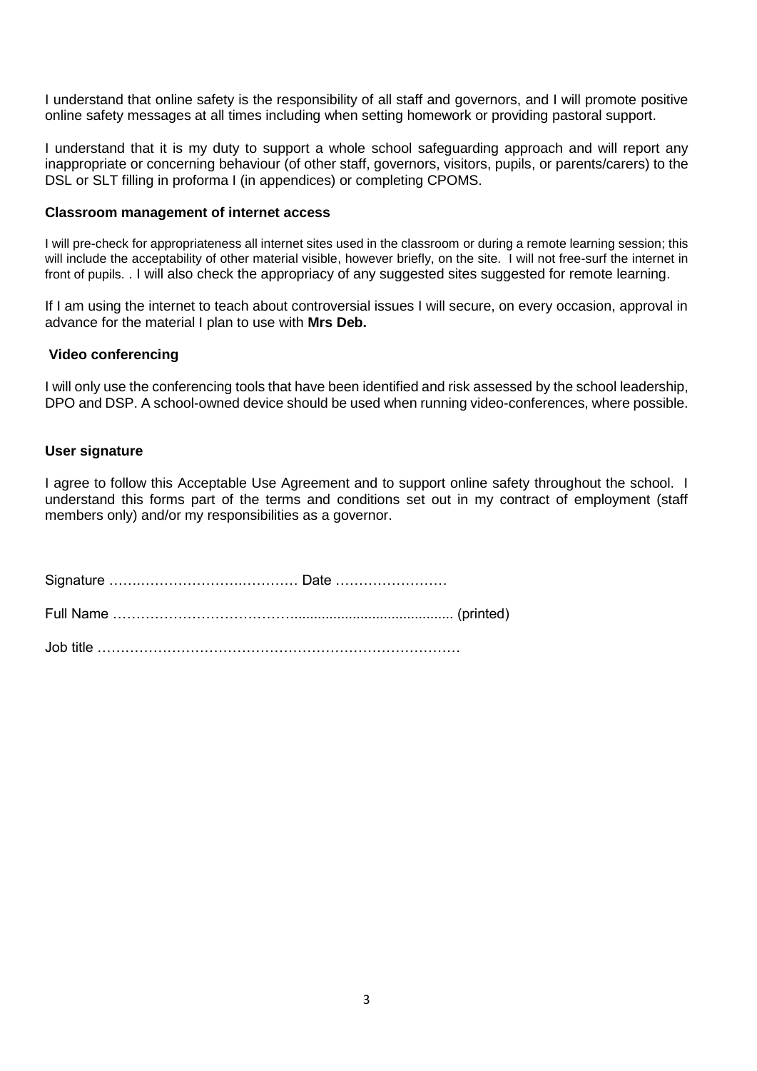I understand that online safety is the responsibility of all staff and governors, and I will promote positive online safety messages at all times including when setting homework or providing pastoral support.

I understand that it is my duty to support a whole school safeguarding approach and will report any inappropriate or concerning behaviour (of other staff, governors, visitors, pupils, or parents/carers) to the DSL or SLT filling in proforma I (in appendices) or completing CPOMS.

### Classroom management of internet access

I will pre-check for appropriateness all internet sites used in the classroom or during a remote learning session; this will include the acceptability of other material visible, however briefly, on the site. I will not free-surf the internet in front of pupils. . I will also check the appropriacy of any suggested sites suggested for remote learning.

If I am using the internet to teach about controversial issues I will secure, on every occasion, approval in advance for the material I plan to use with **Mrs Deb.**

### Video conferencing

I will only use the conferencing tools that have been identified and risk assessed by the school leadership, DPO and DSP. A school-owned device should be used when running video-conferences, where possible.

### User signature

I agree to follow this Acceptable Use Agreement and to support online safety throughout the school. I understand this forms part of the terms and conditions set out in my contract of employment (staff members only) and/or my responsibilities as a governor.

Signature …….…………………….………… Date ……………………

Full Name ………………………………........................................ (printed)

Job title ……………………………………………………………………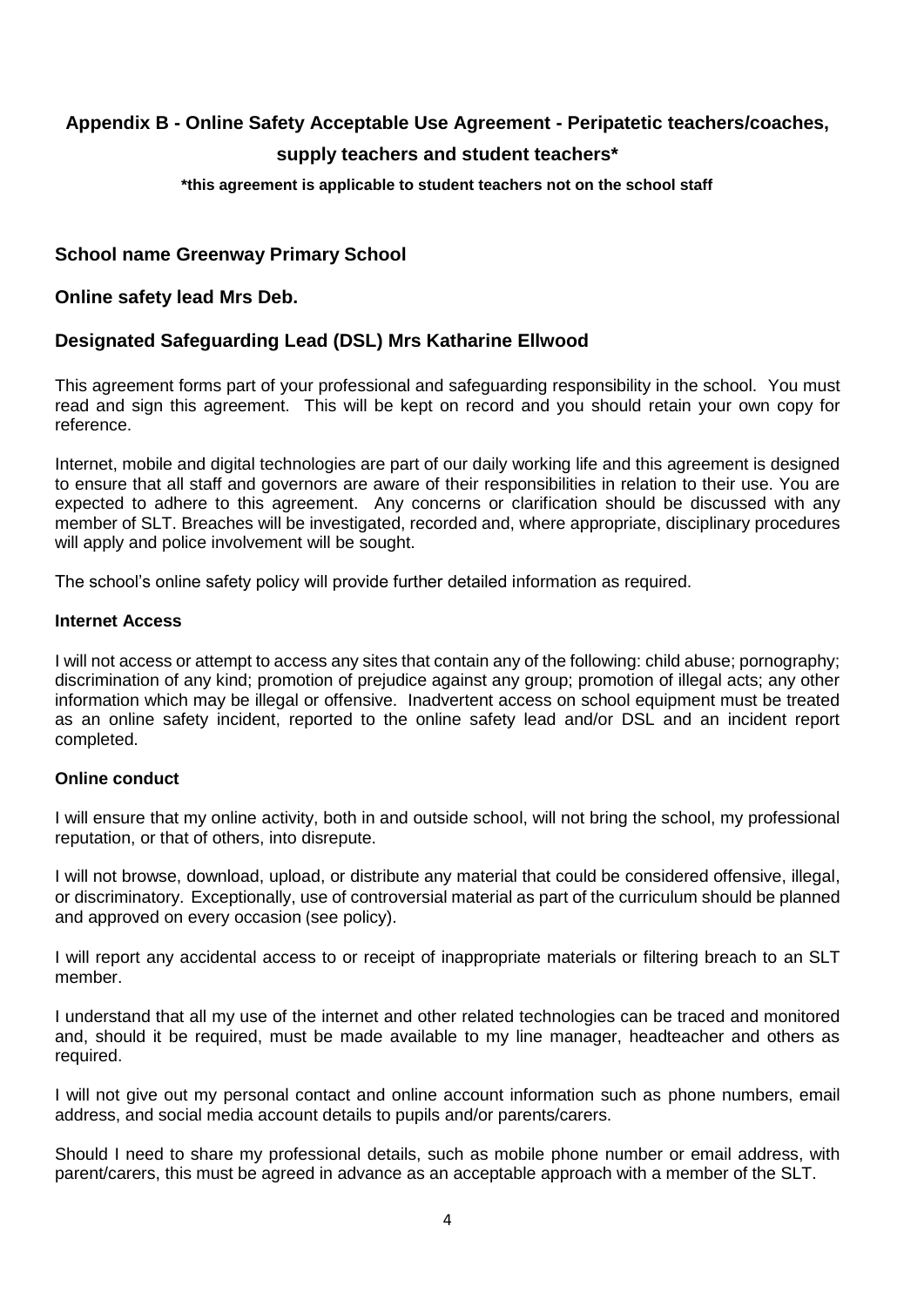## Appendix B - Online Safety Acceptable Use Agreement - Peripatetic teachers/coaches, supply teachers and student teachers*

**\*this agreement is applicable to student teachers not on the school staff**

### School name Greenway Primary School

### Online safety lead Mrs Deb.

### Designated Safeguarding Lead (DSL) Mrs Katharine Ellwood

This agreement forms part of your professional and safeguarding responsibility in the school. You must read and sign this agreement. This will be kept on record and you should retain your own copy for reference.

Internet, mobile and digital technologies are part of our daily working life and this agreement is designed to ensure that all staff and governors are aware of their responsibilities in relation to their use. You are expected to adhere to this agreement. Any concerns or clarification should be discussed with any member of SLT. Breaches will be investigated, recorded and, where appropriate, disciplinary procedures will apply and police involvement will be sought.

The school's online safety policy will provide further detailed information as required.

**Internet Access**

I will not access or attempt to access any sites that contain any of the following: child abuse; pornography; discrimination of any kind; promotion of prejudice against any group; promotion of illegal acts; any other information which may be illegal or offensive. Inadvertent access on school equipment must be treated as an online safety incident, reported to the online safety lead and/or DSL and an incident report completed.

**Online conduct**

I will ensure that my online activity, both in and outside school, will not bring the school, my professional reputation, or that of others, into disrepute.

I will not browse, download, upload, or distribute any material that could be considered offensive, illegal, or discriminatory. Exceptionally, use of controversial material as part of the curriculum should be planned and approved on every occasion (see policy).

I will report any accidental access to or receipt of inappropriate materials or filtering breach to an SLT member.

I understand that all my use of the internet and other related technologies can be traced and monitored and, should it be required, must be made available to my line manager, headteacher and others as required.

I will not give out my personal contact and online account information such as phone numbers, email address, and social media account details to pupils and/or parents/carers.

Should I need to share my professional details, such as mobile phone number or email address, with parent/carers, this must be agreed in advance as an acceptable approach with a member of the SLT.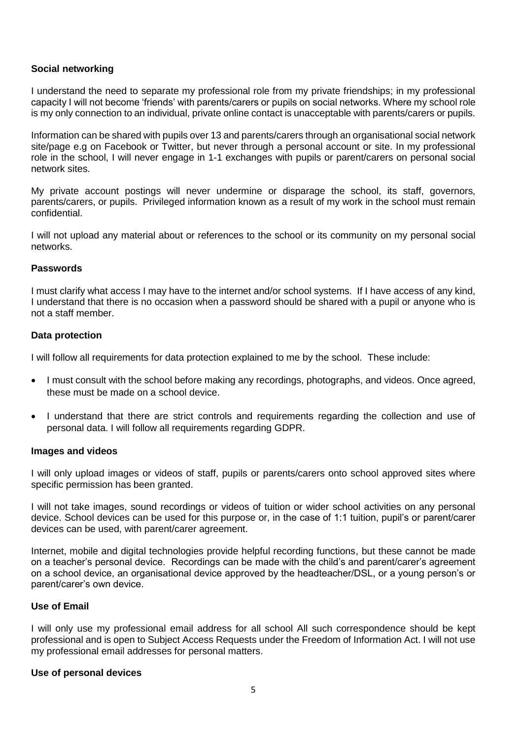**Social networking**

I understand the need to separate my professional role from my private friendships; in my professional capacity I will not become 'friends' with parents/carers or pupils on social networks. Where my school role is my only connection to an individual, private online contact is unacceptable with parents/carers or pupils.

Information can be shared with pupils over 13 and parents/carers through an organisational social network site/page e.g on Facebook or Twitter, but never through a personal account or site. In my professional role in the school, I will never engage in 1-1 exchanges with pupils or parent/carers on personal social network sites.

My private account postings will never undermine or disparage the school, its staff, governors, parents/carers, or pupils. Privileged information known as a result of my work in the school must remain confidential.

I will not upload any material about or references to the school or its community on my personal social networks.

**Passwords**

I must clarify what access I may have to the internet and/or school systems. If I have access of any kind, I understand that there is no occasion when a password should be shared with a pupil or anyone who is not a staff member.

**Data protection**

I will follow all requirements for data protection explained to me by the school. These include:

- I must consult with the school before making any recordings, photographs, and videos. Once agreed, these must be made on a school device.
- I understand that there are strict controls and requirements regarding the collection and use of personal data. I will follow all requirements regarding GDPR.

**Images and videos**

I will only upload images or videos of staff, pupils or parents/carers onto school approved sites where specific permission has been granted.

I will not take images, sound recordings or videos of tuition or wider school activities on any personal device. School devices can be used for this purpose or, in the case of 1:1 tuition, pupil's or parent/carer devices can be used, with parent/carer agreement.

Internet, mobile and digital technologies provide helpful recording functions, but these cannot be made on a teacher's personal device. Recordings can be made with the child's and parent/carer's agreement on a school device, an organisational device approved by the headteacher/DSL, or a young person's or parent/carer's own device.

**Use of Email**

I will only use my professional email address for all school All such correspondence should be kept professional and is open to Subject Access Requests under the Freedom of Information Act. I will not use my professional email addresses for personal matters.

**Use of personal devices**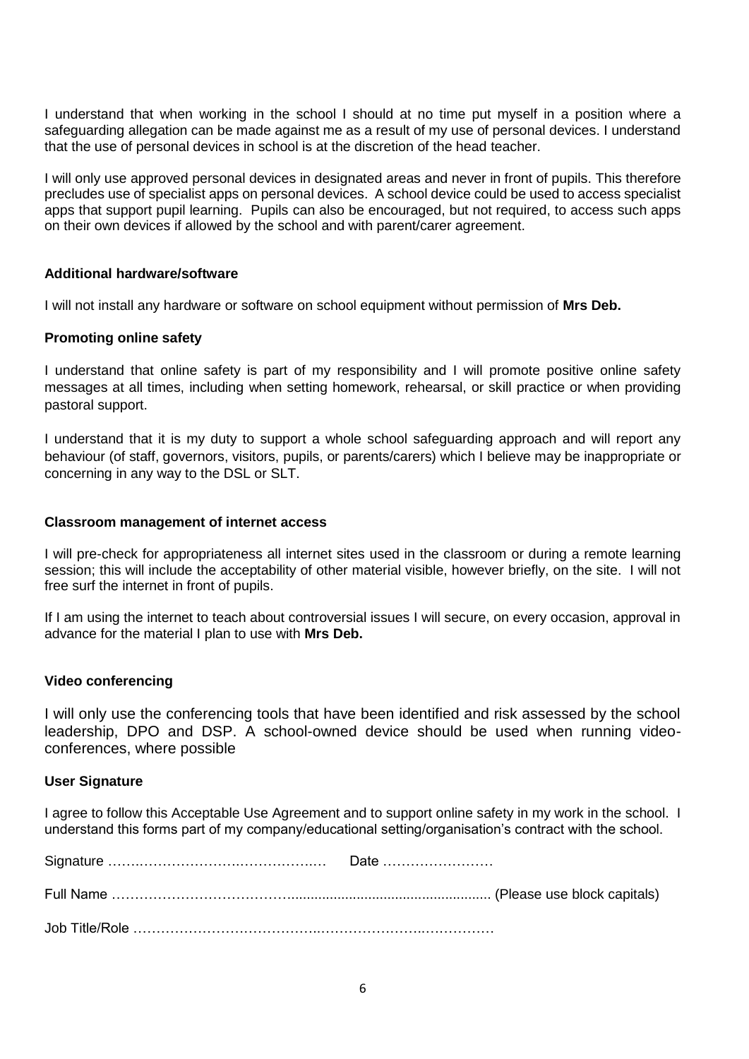I understand that when working in the school I should at no time put myself in a position where a safeguarding allegation can be made against me as a result of my use of personal devices. I understand that the use of personal devices in school is at the discretion of the head teacher.

I will only use approved personal devices in designated areas and never in front of pupils. This therefore precludes use of specialist apps on personal devices. A school device could be used to access specialist apps that support pupil learning. Pupils can also be encouraged, but not required, to access such apps on their own devices if allowed by the school and with parent/carer agreement.

#### Additional hardware/software

I will not install any hardware or software on school equipment without permission of **Mrs Deb.**

#### Promoting online safety

I understand that online safety is part of my responsibility and I will promote positive online safety messages at all times, including when setting homework, rehearsal, or skill practice or when providing pastoral support.

I understand that it is my duty to support a whole school safeguarding approach and will report any behaviour (of staff, governors, visitors, pupils, or parents/carers) which I believe may be inappropriate or concerning in any way to the DSL or SLT.

#### Classroom management of internet access

I will pre-check for appropriateness all internet sites used in the classroom or during a remote learning session; this will include the acceptability of other material visible, however briefly, on the site. I will not free surf the internet in front of pupils.

If I am using the internet to teach about controversial issues I will secure, on every occasion, approval in advance for the material I plan to use with **Mrs Deb.**

#### Video conferencing

I will only use the conferencing tools that have been identified and risk assessed by the school leadership, DPO and DSP. A school-owned device should be used when running video-conferences, where possible

#### User Signature

I agree to follow this Acceptable Use Agreement and to support online safety in my work in the school. I understand this forms part of my company/educational setting/organisation's contract with the school.

Signature ………………………………………… Date ……………………

Full Name ……………………………………………………………………… (Please use block capitals)

Job Title/Role ……………………………………………………………………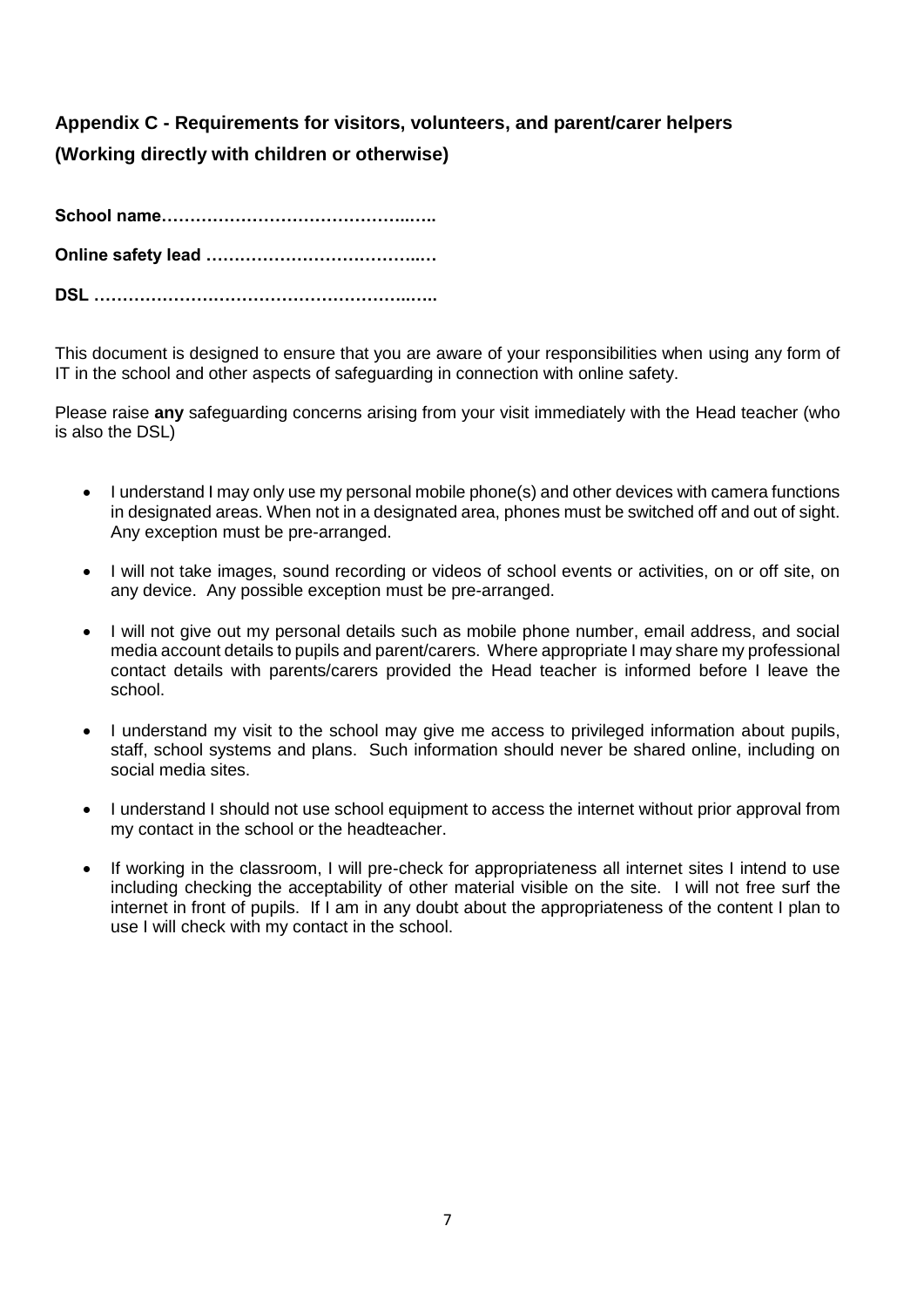## Appendix C - Requirements for visitors, volunteers, and parent/carer helpers
## (Working directly with children or otherwise)

**School name……………………………………..…..**

**Online safety lead ……………………………….…**

**DSL ………………………………………………..…..**

This document is designed to ensure that you are aware of your responsibilities when using any form of IT in the school and other aspects of safeguarding in connection with online safety.

Please raise **any** safeguarding concerns arising from your visit immediately with the Head teacher (who is also the DSL)

- I understand I may only use my personal mobile phone(s) and other devices with camera functions in designated areas. When not in a designated area, phones must be switched off and out of sight. Any exception must be pre-arranged.
- I will not take images, sound recording or videos of school events or activities, on or off site, on any device. Any possible exception must be pre-arranged.
- I will not give out my personal details such as mobile phone number, email address, and social media account details to pupils and parent/carers. Where appropriate I may share my professional contact details with parents/carers provided the Head teacher is informed before I leave the school.
- I understand my visit to the school may give me access to privileged information about pupils, staff, school systems and plans. Such information should never be shared online, including on social media sites.
- I understand I should not use school equipment to access the internet without prior approval from my contact in the school or the headteacher.
- If working in the classroom, I will pre-check for appropriateness all internet sites I intend to use including checking the acceptability of other material visible on the site. I will not free surf the internet in front of pupils. If I am in any doubt about the appropriateness of the content I plan to use I will check with my contact in the school.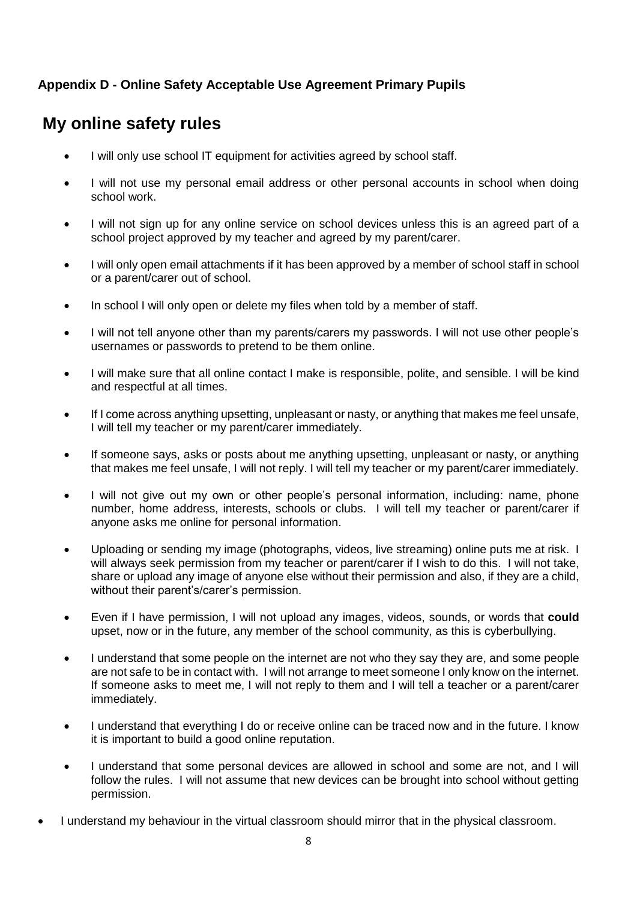**Appendix D - Online Safety Acceptable Use Agreement Primary Pupils**

# My online safety rules

- I will only use school IT equipment for activities agreed by school staff.
- I will not use my personal email address or other personal accounts in school when doing school work.
- I will not sign up for any online service on school devices unless this is an agreed part of a school project approved by my teacher and agreed by my parent/carer.
- I will only open email attachments if it has been approved by a member of school staff in school or a parent/carer out of school.
- In school I will only open or delete my files when told by a member of staff.
- I will not tell anyone other than my parents/carers my passwords. I will not use other people's usernames or passwords to pretend to be them online.
- I will make sure that all online contact I make is responsible, polite, and sensible. I will be kind and respectful at all times.
- If I come across anything upsetting, unpleasant or nasty, or anything that makes me feel unsafe, I will tell my teacher or my parent/carer immediately.
- If someone says, asks or posts about me anything upsetting, unpleasant or nasty, or anything that makes me feel unsafe, I will not reply. I will tell my teacher or my parent/carer immediately.
- I will not give out my own or other people's personal information, including: name, phone number, home address, interests, schools or clubs. I will tell my teacher or parent/carer if anyone asks me online for personal information.
- Uploading or sending my image (photographs, videos, live streaming) online puts me at risk. I will always seek permission from my teacher or parent/carer if I wish to do this. I will not take, share or upload any image of anyone else without their permission and also, if they are a child, without their parent's/carer's permission.
- Even if I have permission, I will not upload any images, videos, sounds, or words that **could** upset, now or in the future, any member of the school community, as this is cyberbullying.
- I understand that some people on the internet are not who they say they are, and some people are not safe to be in contact with. I will not arrange to meet someone I only know on the internet. If someone asks to meet me, I will not reply to them and I will tell a teacher or a parent/carer immediately.
- I understand that everything I do or receive online can be traced now and in the future. I know it is important to build a good online reputation.
- I understand that some personal devices are allowed in school and some are not, and I will follow the rules. I will not assume that new devices can be brought into school without getting permission.
- I understand my behaviour in the virtual classroom should mirror that in the physical classroom.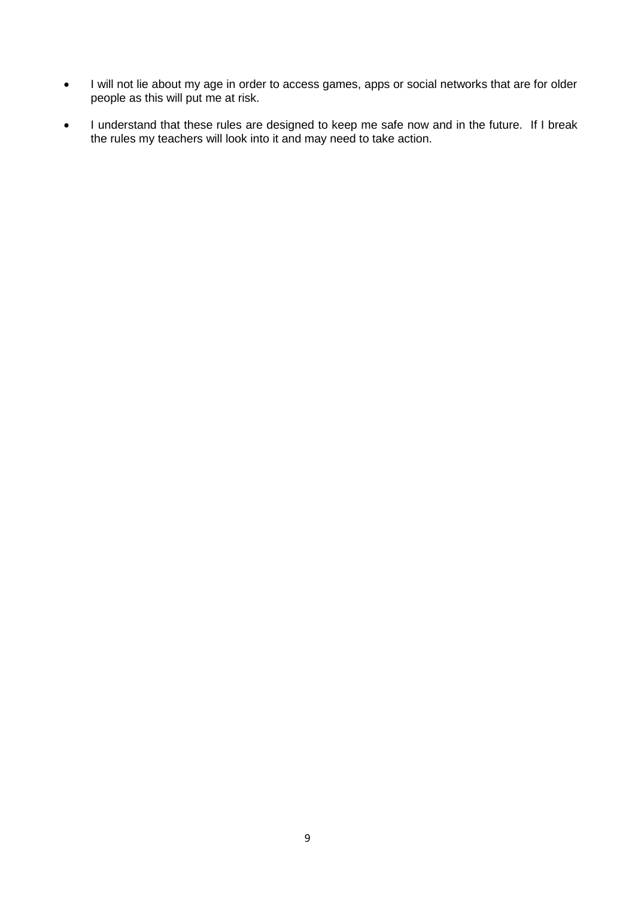- I will not lie about my age in order to access games, apps or social networks that are for older people as this will put me at risk.
- I understand that these rules are designed to keep me safe now and in the future. If I break the rules my teachers will look into it and may need to take action.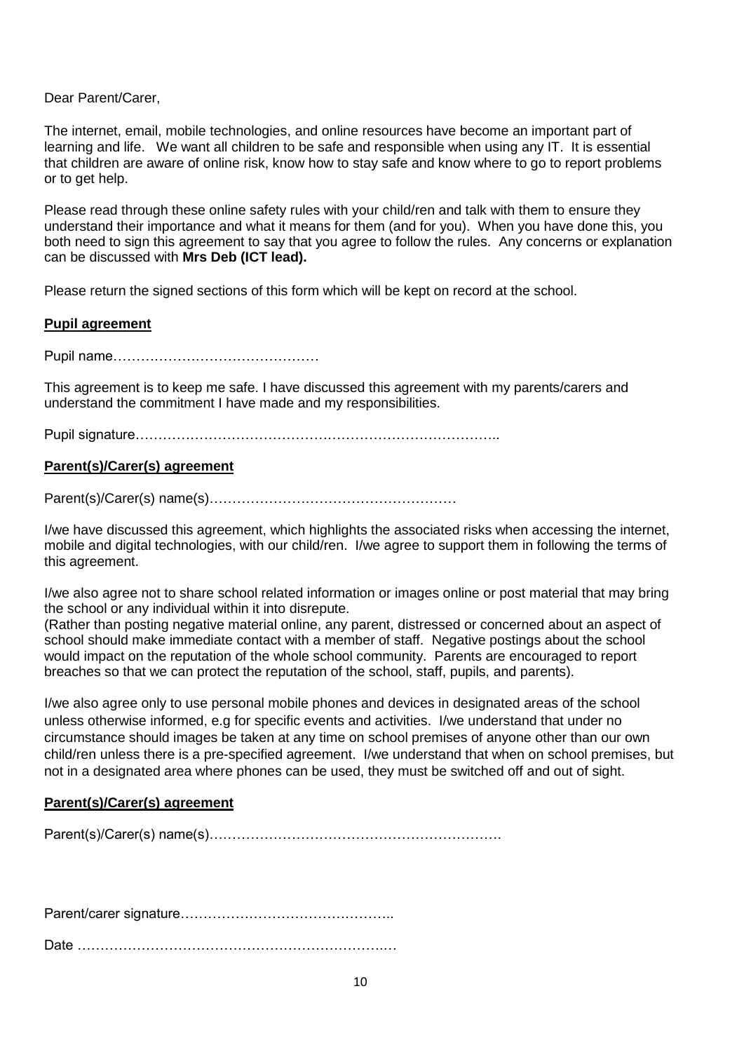Dear Parent/Carer,

The internet, email, mobile technologies, and online resources have become an important part of learning and life. We want all children to be safe and responsible when using any IT. It is essential that children are aware of online risk, know how to stay safe and know where to go to report problems or to get help.

Please read through these online safety rules with your child/ren and talk with them to ensure they understand their importance and what it means for them (and for you). When you have done this, you both need to sign this agreement to say that you agree to follow the rules. Any concerns or explanation can be discussed with **Mrs Deb (ICT lead).**

Please return the signed sections of this form which will be kept on record at the school.

**Pupil agreement**

Pupil name……………………………………

This agreement is to keep me safe. I have discussed this agreement with my parents/carers and understand the commitment I have made and my responsibilities.

Pupil signature…………………………………………………………………..

**Parent(s)/Carer(s) agreement**

Parent(s)/Carer(s) name(s)………………………………………………

I/we have discussed this agreement, which highlights the associated risks when accessing the internet, mobile and digital technologies, with our child/ren. I/we agree to support them in following the terms of this agreement.

I/we also agree not to share school related information or images online or post material that may bring the school or any individual within it into disrepute.
(Rather than posting negative material online, any parent, distressed or concerned about an aspect of school should make immediate contact with a member of staff. Negative postings about the school would impact on the reputation of the whole school community. Parents are encouraged to report breaches so that we can protect the reputation of the school, staff, pupils, and parents).

I/we also agree only to use personal mobile phones and devices in designated areas of the school unless otherwise informed, e.g for specific events and activities. I/we understand that under no circumstance should images be taken at any time on school premises of anyone other than our own child/ren unless there is a pre-specified agreement. I/we understand that when on school premises, but not in a designated area where phones can be used, they must be switched off and out of sight.

**Parent(s)/Carer(s) agreement**

Parent(s)/Carer(s) name(s)………………………………………………………

Parent/carer signature………………………………………..

Date ……………………………………………………………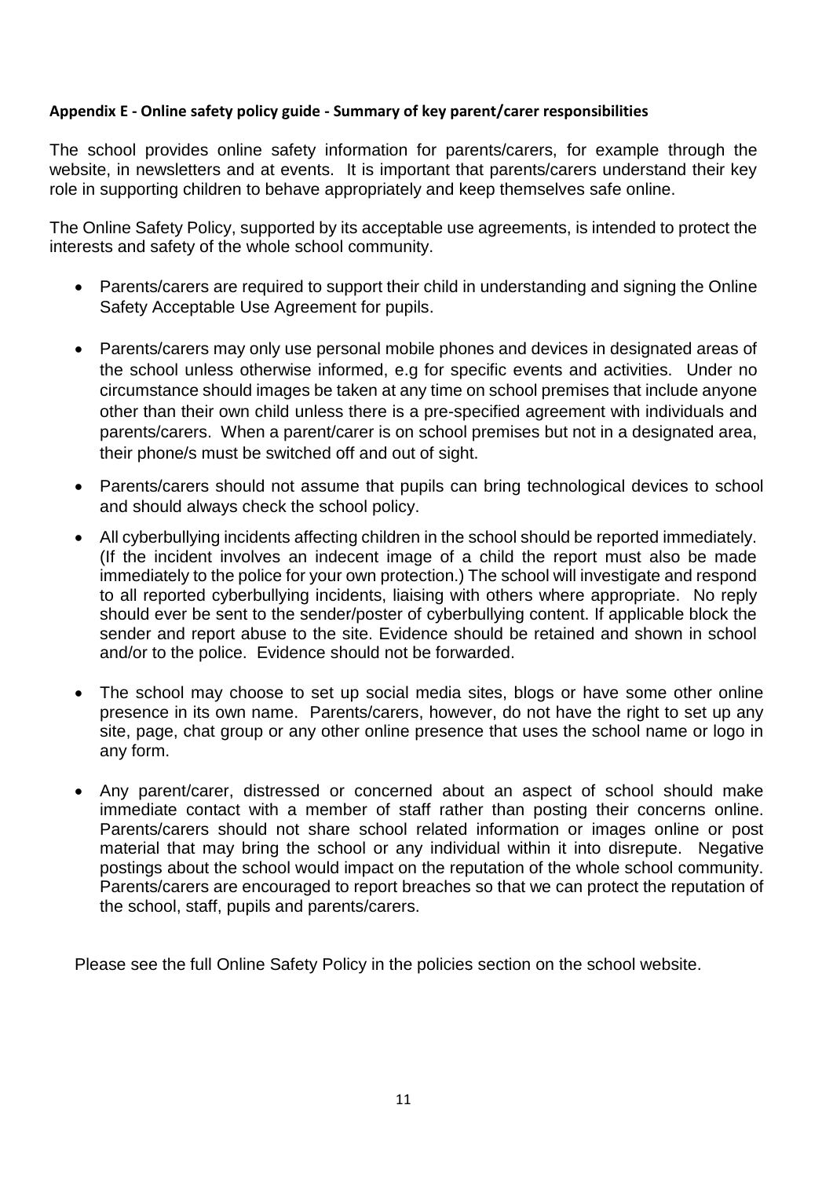**Appendix E - Online safety policy guide - Summary of key parent/carer responsibilities**

The school provides online safety information for parents/carers, for example through the website, in newsletters and at events. It is important that parents/carers understand their key role in supporting children to behave appropriately and keep themselves safe online.

The Online Safety Policy, supported by its acceptable use agreements, is intended to protect the interests and safety of the whole school community.

- Parents/carers are required to support their child in understanding and signing the Online Safety Acceptable Use Agreement for pupils.
- Parents/carers may only use personal mobile phones and devices in designated areas of the school unless otherwise informed, e.g for specific events and activities. Under no circumstance should images be taken at any time on school premises that include anyone other than their own child unless there is a pre-specified agreement with individuals and parents/carers. When a parent/carer is on school premises but not in a designated area, their phone/s must be switched off and out of sight.
- Parents/carers should not assume that pupils can bring technological devices to school and should always check the school policy.
- All cyberbullying incidents affecting children in the school should be reported immediately. (If the incident involves an indecent image of a child the report must also be made immediately to the police for your own protection.) The school will investigate and respond to all reported cyberbullying incidents, liaising with others where appropriate. No reply should ever be sent to the sender/poster of cyberbullying content. If applicable block the sender and report abuse to the site. Evidence should be retained and shown in school and/or to the police. Evidence should not be forwarded.
- The school may choose to set up social media sites, blogs or have some other online presence in its own name. Parents/carers, however, do not have the right to set up any site, page, chat group or any other online presence that uses the school name or logo in any form.
- Any parent/carer, distressed or concerned about an aspect of school should make immediate contact with a member of staff rather than posting their concerns online. Parents/carers should not share school related information or images online or post material that may bring the school or any individual within it into disrepute. Negative postings about the school would impact on the reputation of the whole school community. Parents/carers are encouraged to report breaches so that we can protect the reputation of the school, staff, pupils and parents/carers.

Please see the full Online Safety Policy in the policies section on the school website.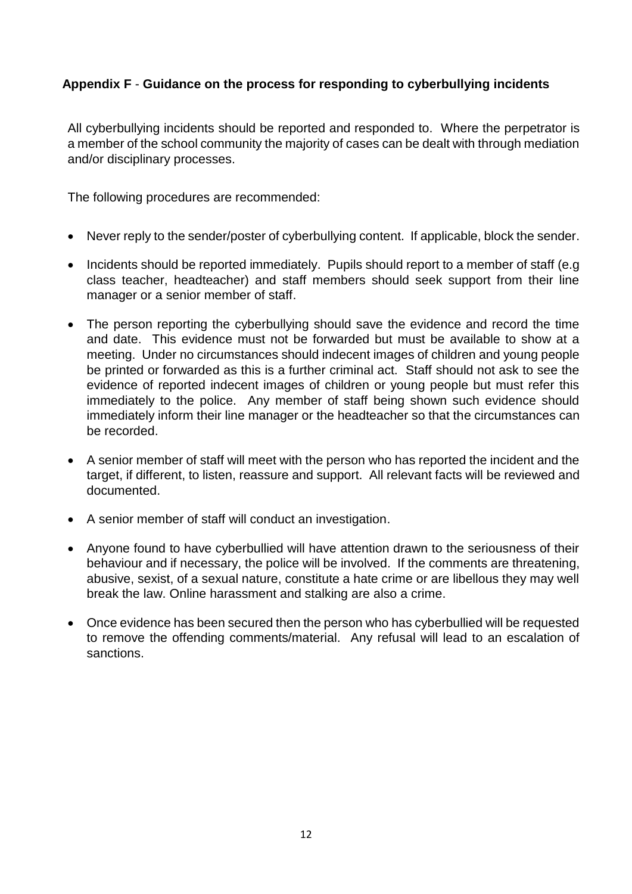## Appendix F - Guidance on the process for responding to cyberbullying incidents

All cyberbullying incidents should be reported and responded to. Where the perpetrator is a member of the school community the majority of cases can be dealt with through mediation and/or disciplinary processes.

The following procedures are recommended:

- Never reply to the sender/poster of cyberbullying content. If applicable, block the sender.
- Incidents should be reported immediately. Pupils should report to a member of staff (e.g class teacher, headteacher) and staff members should seek support from their line manager or a senior member of staff.
- The person reporting the cyberbullying should save the evidence and record the time and date. This evidence must not be forwarded but must be available to show at a meeting. Under no circumstances should indecent images of children and young people be printed or forwarded as this is a further criminal act. Staff should not ask to see the evidence of reported indecent images of children or young people but must refer this immediately to the police. Any member of staff being shown such evidence should immediately inform their line manager or the headteacher so that the circumstances can be recorded.
- A senior member of staff will meet with the person who has reported the incident and the target, if different, to listen, reassure and support. All relevant facts will be reviewed and documented.
- A senior member of staff will conduct an investigation.
- Anyone found to have cyberbullied will have attention drawn to the seriousness of their behaviour and if necessary, the police will be involved. If the comments are threatening, abusive, sexist, of a sexual nature, constitute a hate crime or are libellous they may well break the law. Online harassment and stalking are also a crime.
- Once evidence has been secured then the person who has cyberbullied will be requested to remove the offending comments/material. Any refusal will lead to an escalation of sanctions.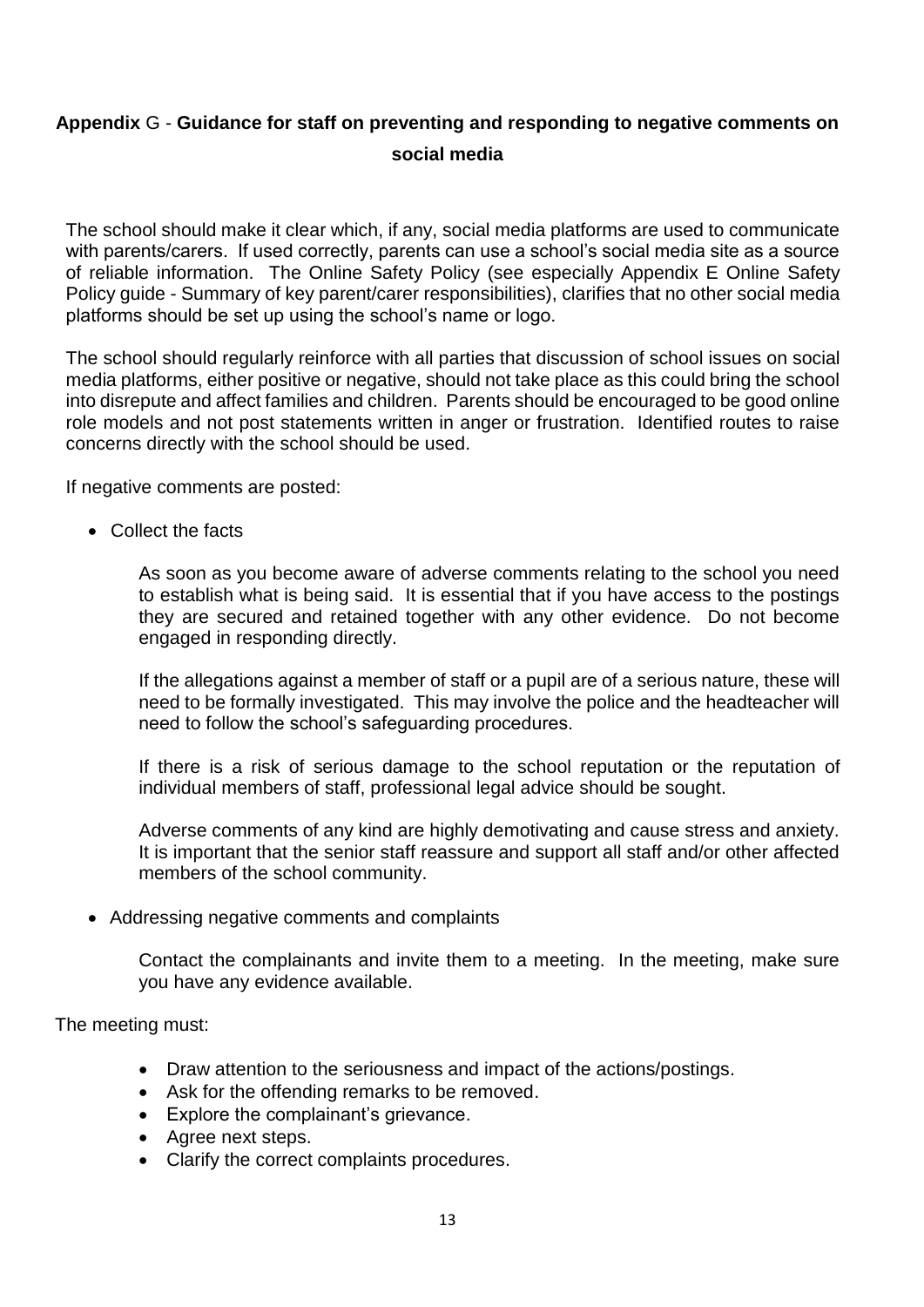## **Appendix** G - **Guidance for staff on preventing and responding to negative comments on social media**

The school should make it clear which, if any, social media platforms are used to communicate with parents/carers. If used correctly, parents can use a school's social media site as a source of reliable information. The Online Safety Policy (see especially Appendix E Online Safety Policy guide - Summary of key parent/carer responsibilities), clarifies that no other social media platforms should be set up using the school's name or logo.

The school should regularly reinforce with all parties that discussion of school issues on social media platforms, either positive or negative, should not take place as this could bring the school into disrepute and affect families and children. Parents should be encouraged to be good online role models and not post statements written in anger or frustration. Identified routes to raise concerns directly with the school should be used.

If negative comments are posted:

- Collect the facts

  As soon as you become aware of adverse comments relating to the school you need to establish what is being said. It is essential that if you have access to the postings they are secured and retained together with any other evidence. Do not become engaged in responding directly.

  If the allegations against a member of staff or a pupil are of a serious nature, these will need to be formally investigated. This may involve the police and the headteacher will need to follow the school's safeguarding procedures.

  If there is a risk of serious damage to the school reputation or the reputation of individual members of staff, professional legal advice should be sought.

  Adverse comments of any kind are highly demotivating and cause stress and anxiety. It is important that the senior staff reassure and support all staff and/or other affected members of the school community.

- Addressing negative comments and complaints

  Contact the complainants and invite them to a meeting. In the meeting, make sure you have any evidence available.

The meeting must:

- Draw attention to the seriousness and impact of the actions/postings.
- Ask for the offending remarks to be removed.
- Explore the complainant's grievance.
- Agree next steps.
- Clarify the correct complaints procedures.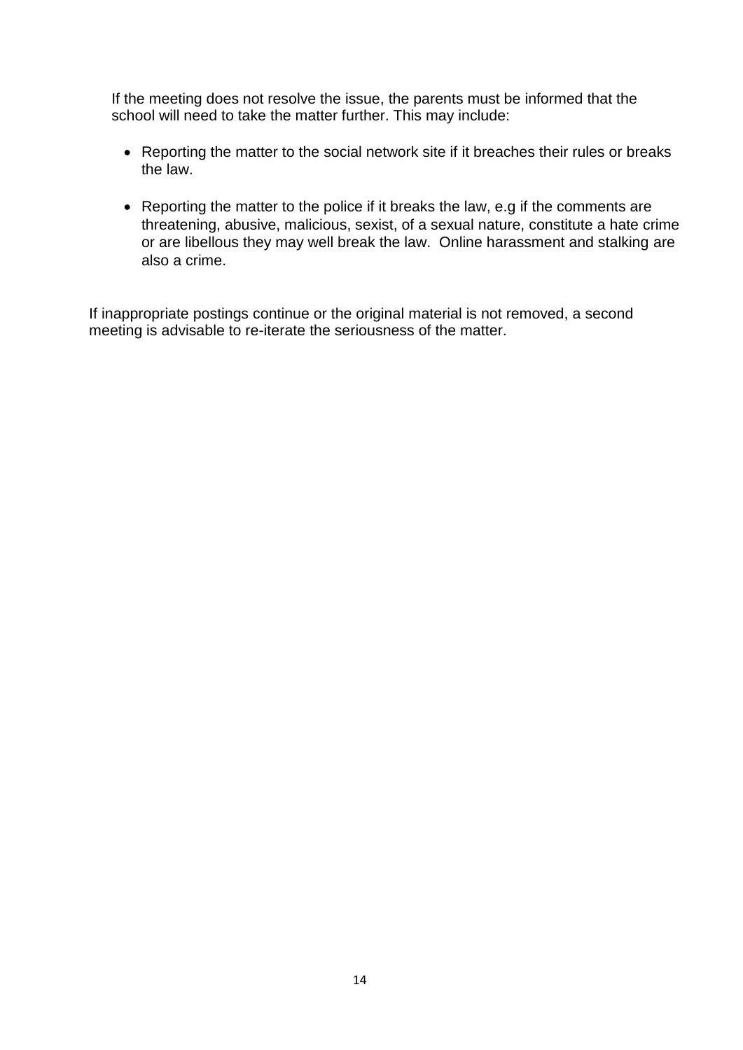If the meeting does not resolve the issue, the parents must be informed that the school will need to take the matter further. This may include:

- Reporting the matter to the social network site if it breaches their rules or breaks the law.
- Reporting the matter to the police if it breaks the law, e.g if the comments are threatening, abusive, malicious, sexist, of a sexual nature, constitute a hate crime or are libellous they may well break the law. Online harassment and stalking are also a crime.

If inappropriate postings continue or the original material is not removed, a second meeting is advisable to re-iterate the seriousness of the matter.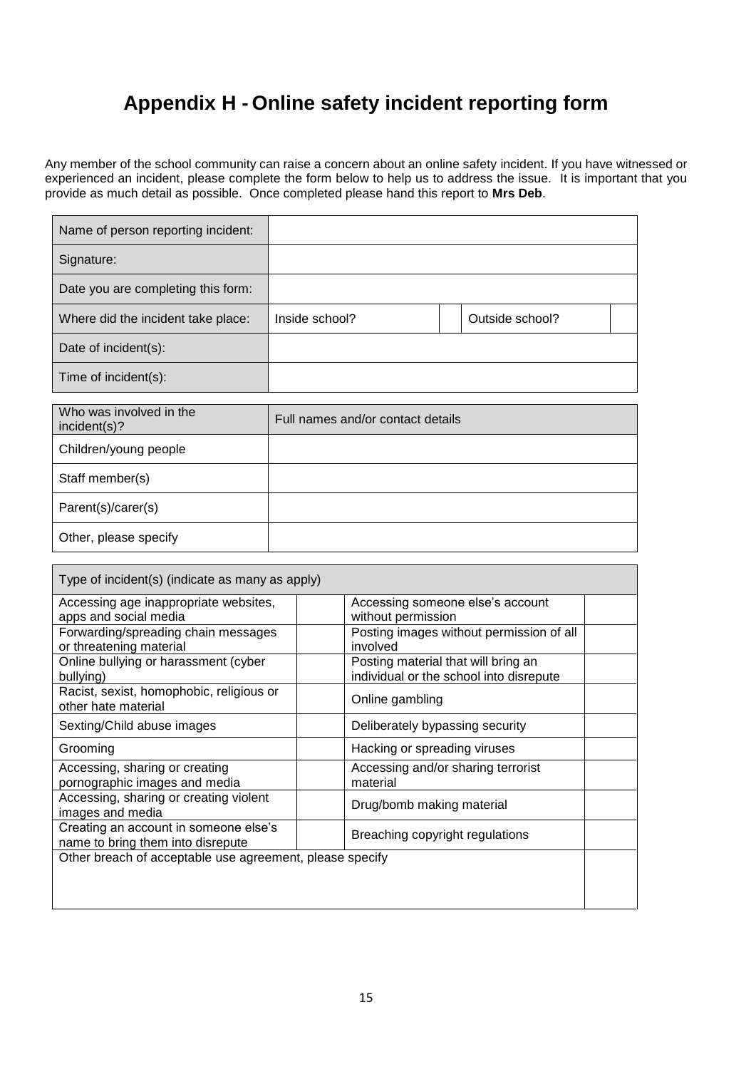# Appendix H - Online safety incident reporting form

Any member of the school community can raise a concern about an online safety incident. If you have witnessed or experienced an incident, please complete the form below to help us to address the issue. It is important that you provide as much detail as possible. Once completed please hand this report to **Mrs Deb**.

| | | | | |
|---|---|---|---|---|
| Name of person reporting incident: | | | | |
| Signature: | | | | |
| Date you are completing this form: | | | | |
| Where did the incident take place: | Inside school? | | Outside school? | |
| Date of incident(s): | | | | |
| Time of incident(s): | | | | |

| Who was involved in the incident(s)? | Full names and/or contact details |
|---|---|
| Children/young people | |
| Staff member(s) | |
| Parent(s)/carer(s) | |
| Other, please specify | |

| Type of incident(s) (indicate as many as apply) | | | |
|---|---|---|---|
| Accessing age inappropriate websites, apps and social media | | Accessing someone else's account without permission | |
| Forwarding/spreading chain messages or threatening material | | Posting images without permission of all involved | |
| Online bullying or harassment (cyber bullying) | | Posting material that will bring an individual or the school into disrepute | |
| Racist, sexist, homophobic, religious or other hate material | | Online gambling | |
| Sexting/Child abuse images | | Deliberately bypassing security | |
| Grooming | | Hacking or spreading viruses | |
| Accessing, sharing or creating pornographic images and media | | Accessing and/or sharing terrorist material | |
| Accessing, sharing or creating violent images and media | | Drug/bomb making material | |
| Creating an account in someone else's name to bring them into disrepute | | Breaching copyright regulations | |
| Other breach of acceptable use agreement, please specify | | | |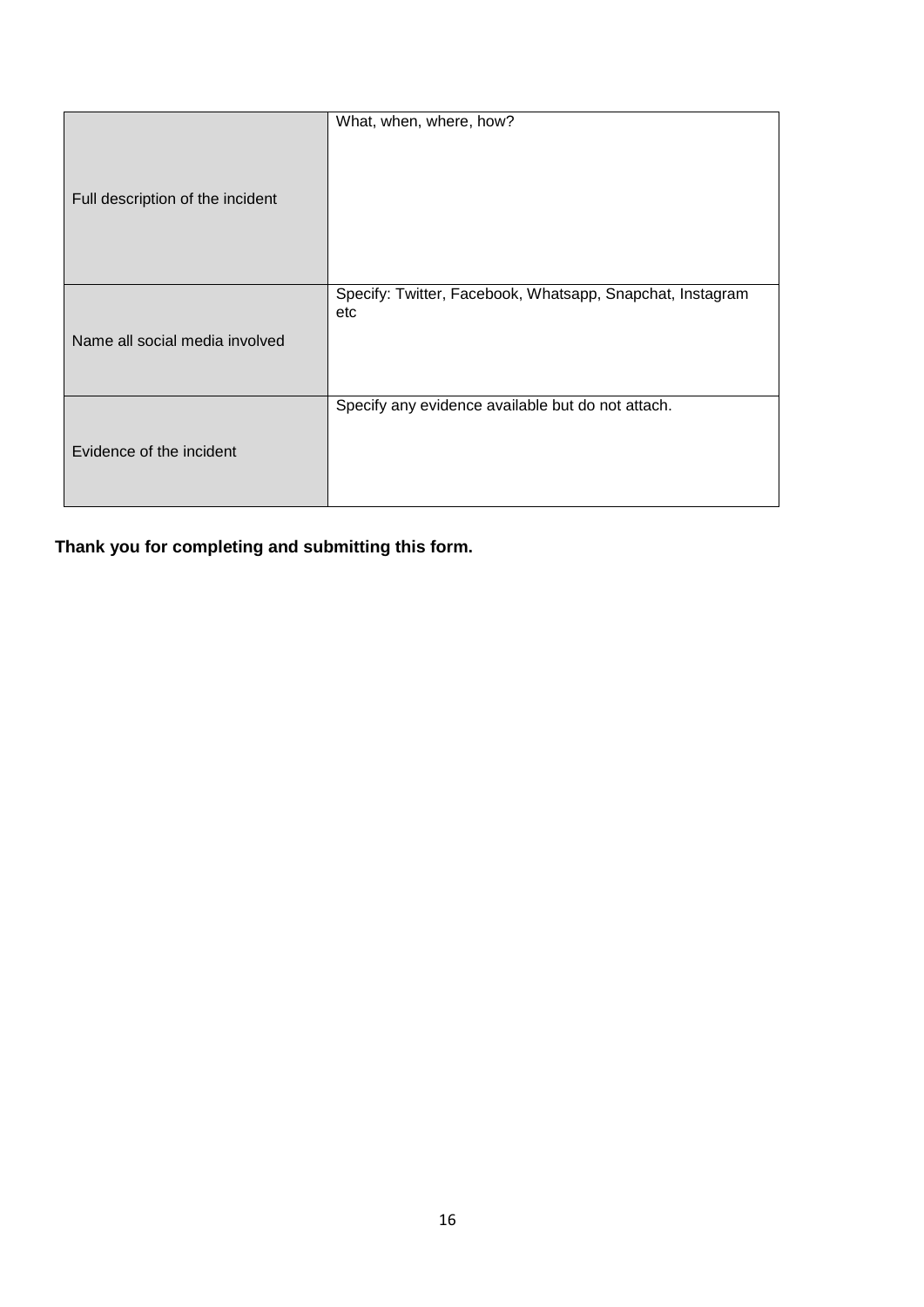|  |  |
|---|---|
| Full description of the incident | What, when, where, how? |
| Name all social media involved | Specify: Twitter, Facebook, Whatsapp, Snapchat, Instagram etc |
| Evidence of the incident | Specify any evidence available but do not attach. |

**Thank you for completing and submitting this form.**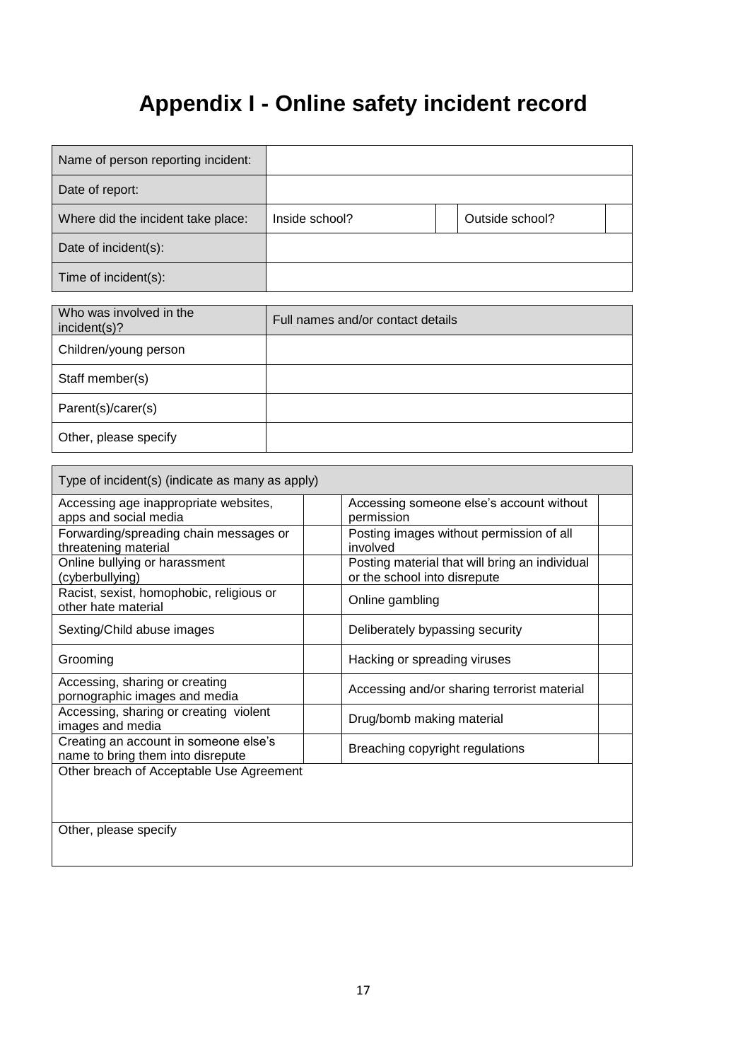# Appendix I - Online safety incident record

| Name of person reporting incident: | | | | |
|---|---|---|---|---|
| Date of report: | | | | |
| Where did the incident take place: | Inside school? | | Outside school? | |
| Date of incident(s): | | | | |
| Time of incident(s): | | | | |

| Who was involved in the incident(s)? | Full names and/or contact details |
|---|---|
| Children/young person | |
| Staff member(s) | |
| Parent(s)/carer(s) | |
| Other, please specify | |

| Type of incident(s) (indicate as many as apply) | | | |
|---|---|---|---|
| Accessing age inappropriate websites, apps and social media | | Accessing someone else's account without permission | |
| Forwarding/spreading chain messages or threatening material | | Posting images without permission of all involved | |
| Online bullying or harassment (cyberbullying) | | Posting material that will bring an individual or the school into disrepute | |
| Racist, sexist, homophobic, religious or other hate material | | Online gambling | |
| Sexting/Child abuse images | | Deliberately bypassing security | |
| Grooming | | Hacking or spreading viruses | |
| Accessing, sharing or creating pornographic images and media | | Accessing and/or sharing terrorist material | |
| Accessing, sharing or creating violent images and media | | Drug/bomb making material | |
| Creating an account in someone else's name to bring them into disrepute | | Breaching copyright regulations | |
| Other breach of Acceptable Use Agreement | | | |
| Other, please specify | | | |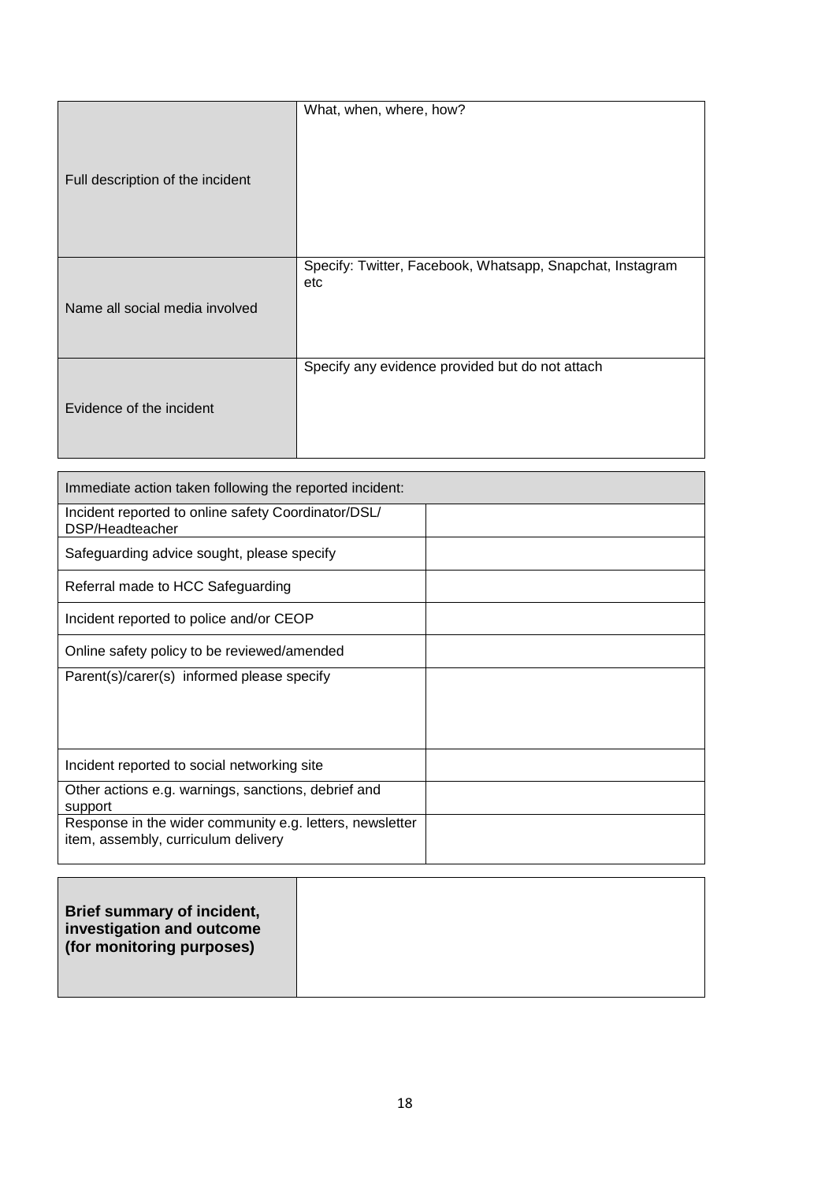| Full description of the incident | What, when, where, how? |
|---|---|
| Name all social media involved | Specify: Twitter, Facebook, Whatsapp, Snapchat, Instagram etc |
| Evidence of the incident | Specify any evidence provided but do not attach |

| Immediate action taken following the reported incident: | |
|---|---|
| Incident reported to online safety Coordinator/DSL/ DSP/Headteacher | |
| Safeguarding advice sought, please specify | |
| Referral made to HCC Safeguarding | |
| Incident reported to police and/or CEOP | |
| Online safety policy to be reviewed/amended | |
| Parent(s)/carer(s) informed please specify | |
| Incident reported to social networking site | |
| Other actions e.g. warnings, sanctions, debrief and support | |
| Response in the wider community e.g. letters, newsletter item, assembly, curriculum delivery | |

| **Brief summary of incident, investigation and outcome (for monitoring purposes)** | |
|---|---|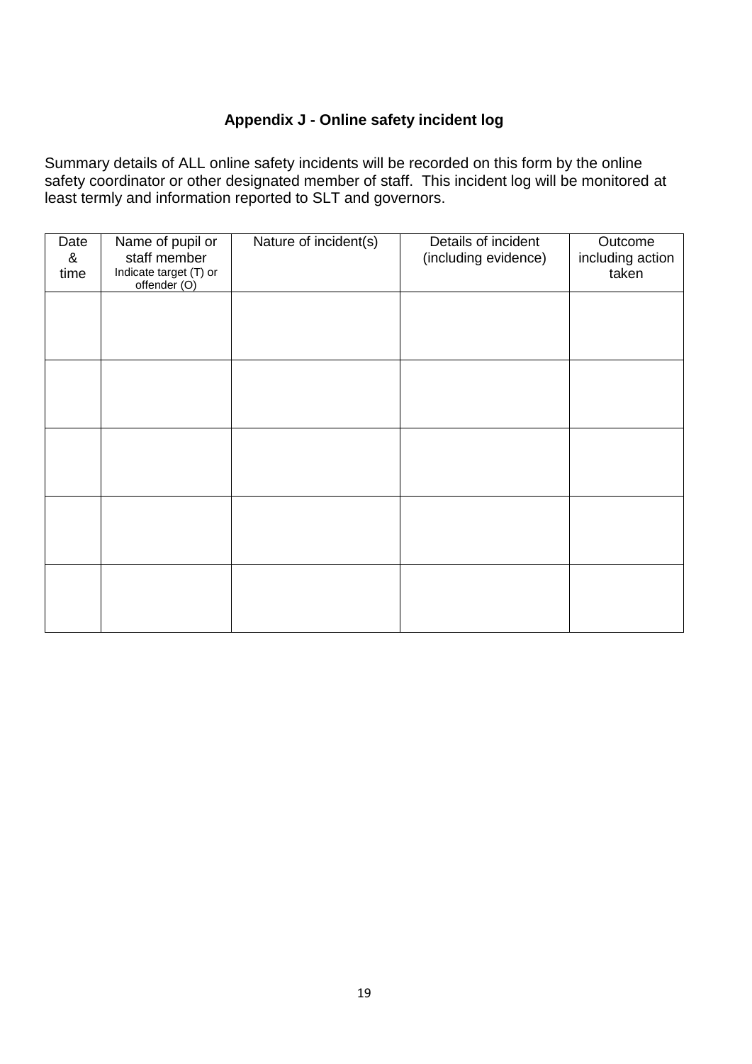### Appendix J - Online safety incident log

Summary details of ALL online safety incidents will be recorded on this form by the online safety coordinator or other designated member of staff. This incident log will be monitored at least termly and information reported to SLT and governors.

| Date & time | Name of pupil or staff member Indicate target (T) or offender (O) | Nature of incident(s) | Details of incident (including evidence) | Outcome including action taken |
|---|---|---|---|---|
| | | | | |
| | | | | |
| | | | | |
| | | | | |
| | | | | |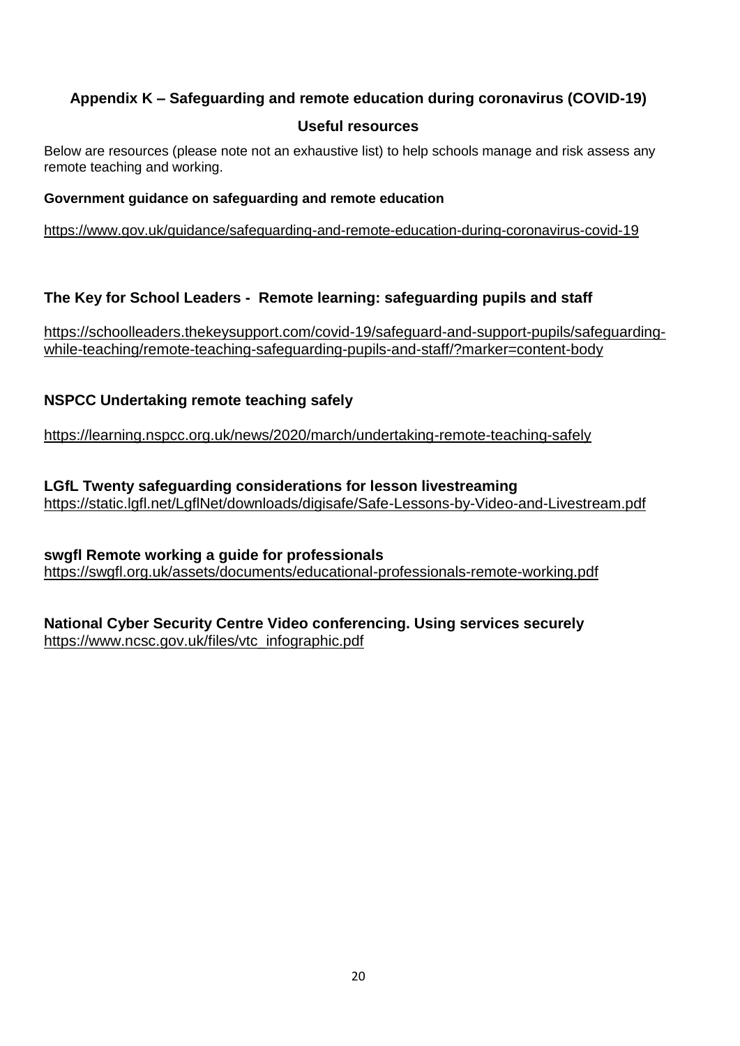## Appendix K – Safeguarding and remote education during coronavirus (COVID-19)

### Useful resources

Below are resources (please note not an exhaustive list) to help schools manage and risk assess any remote teaching and working.

**Government guidance on safeguarding and remote education**

https://www.gov.uk/guidance/safeguarding-and-remote-education-during-coronavirus-covid-19

**The Key for School Leaders - Remote learning: safeguarding pupils and staff**

https://schoolleaders.thekeysupport.com/covid-19/safeguard-and-support-pupils/safeguarding-while-teaching/remote-teaching-safeguarding-pupils-and-staff/?marker=content-body

**NSPCC Undertaking remote teaching safely**

https://learning.nspcc.org.uk/news/2020/march/undertaking-remote-teaching-safely

**LGfL Twenty safeguarding considerations for lesson livestreaming**
https://static.lgfl.net/LgflNet/downloads/digisafe/Safe-Lessons-by-Video-and-Livestream.pdf

**swgfl Remote working a guide for professionals**
https://swgfl.org.uk/assets/documents/educational-professionals-remote-working.pdf

**National Cyber Security Centre Video conferencing. Using services securely**
https://www.ncsc.gov.uk/files/vtc_infographic.pdf